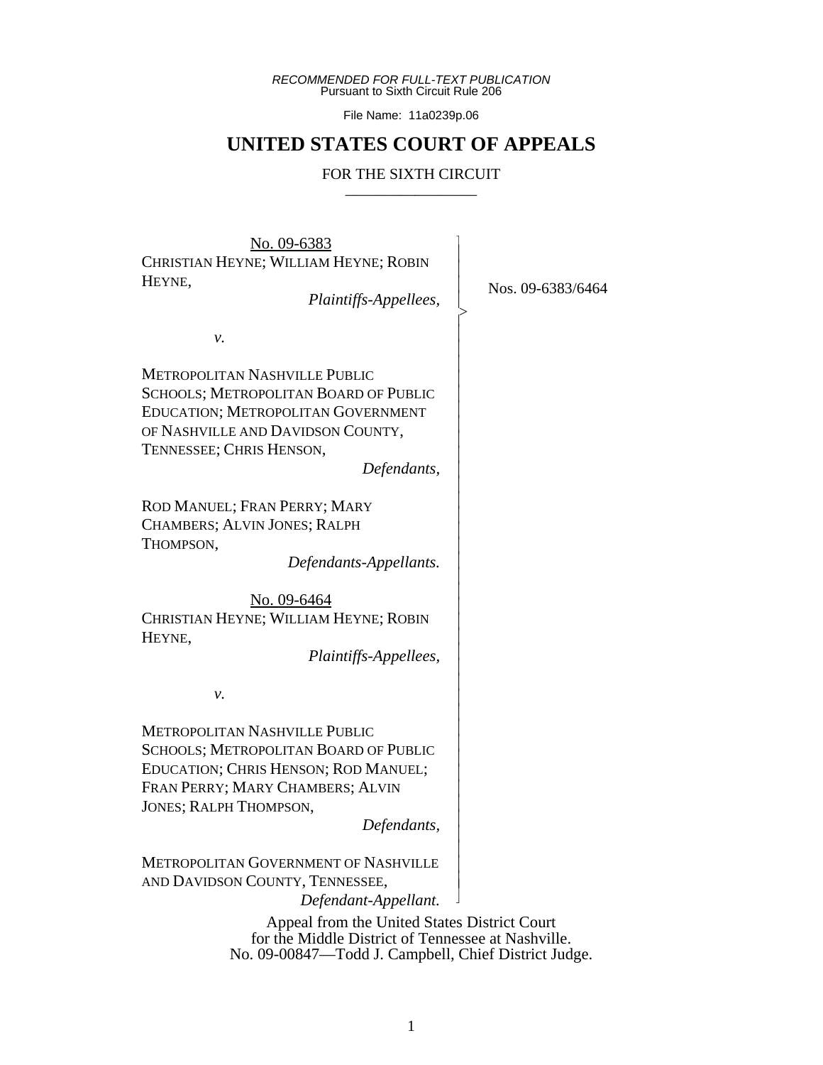*RECOMMENDED FOR FULL-TEXT PUBLICATION*
Pursuant to Sixth Circuit Rule 206

File Name: 11a0239p.06

# UNITED STATES COURT OF APPEALS

FOR THE SIXTH CIRCUIT

---

No. 09-6383

CHRISTIAN HEYNE; WILLIAM HEYNE; ROBIN HEYNE,
*Plaintiffs-Appellees,*

*v.*

METROPOLITAN NASHVILLE PUBLIC SCHOOLS; METROPOLITAN BOARD OF PUBLIC EDUCATION; METROPOLITAN GOVERNMENT OF NASHVILLE AND DAVIDSON COUNTY, TENNESSEE; CHRIS HENSON,
*Defendants,*

ROD MANUEL; FRAN PERRY; MARY CHAMBERS; ALVIN JONES; RALPH THOMPSON,
*Defendants-Appellants.*

No. 09-6464

CHRISTIAN HEYNE; WILLIAM HEYNE; ROBIN HEYNE,
*Plaintiffs-Appellees,*

*v.*

METROPOLITAN NASHVILLE PUBLIC SCHOOLS; METROPOLITAN BOARD OF PUBLIC EDUCATION; CHRIS HENSON; ROD MANUEL; FRAN PERRY; MARY CHAMBERS; ALVIN JONES; RALPH THOMPSON,
*Defendants,*

METROPOLITAN GOVERNMENT OF NASHVILLE AND DAVIDSON COUNTY, TENNESSEE,
*Defendant-Appellant.*

Nos. 09-6383/6464

Appeal from the United States District Court
for the Middle District of Tennessee at Nashville.
No. 09-00847—Todd J. Campbell, Chief District Judge.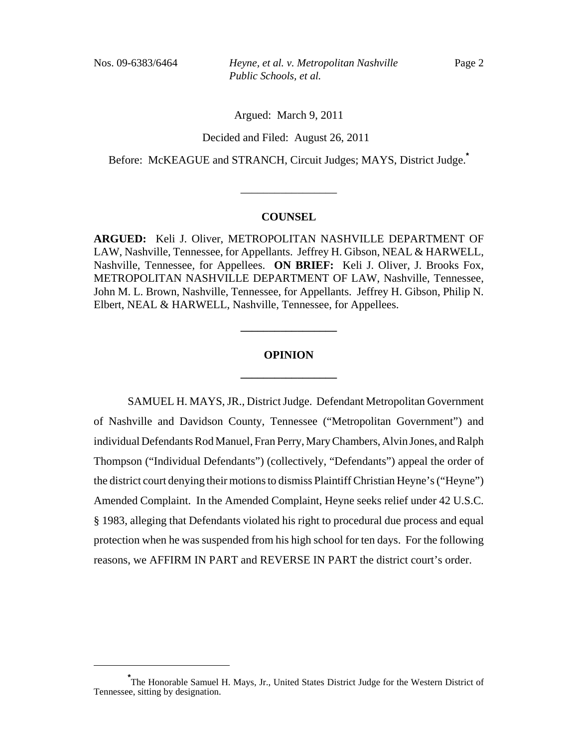Argued: March 9, 2011

Decided and Filed: August 26, 2011

Before: McKEAGUE and STRANCH, Circuit Judges; MAYS, District Judge.[*]

---

## COUNSEL

**ARGUED:** Keli J. Oliver, METROPOLITAN NASHVILLE DEPARTMENT OF LAW, Nashville, Tennessee, for Appellants. Jeffrey H. Gibson, NEAL & HARWELL, Nashville, Tennessee, for Appellees. **ON BRIEF:** Keli J. Oliver, J. Brooks Fox, METROPOLITAN NASHVILLE DEPARTMENT OF LAW, Nashville, Tennessee, John M. L. Brown, Nashville, Tennessee, for Appellants. Jeffrey H. Gibson, Philip N. Elbert, NEAL & HARWELL, Nashville, Tennessee, for Appellees.

---

## OPINION

---

SAMUEL H. MAYS, JR., District Judge. Defendant Metropolitan Government of Nashville and Davidson County, Tennessee ("Metropolitan Government") and individual Defendants Rod Manuel, Fran Perry, Mary Chambers, Alvin Jones, and Ralph Thompson ("Individual Defendants") (collectively, "Defendants") appeal the order of the district court denying their motions to dismiss Plaintiff Christian Heyne's ("Heyne") Amended Complaint. In the Amended Complaint, Heyne seeks relief under 42 U.S.C. § 1983, alleging that Defendants violated his right to procedural due process and equal protection when he was suspended from his high school for ten days. For the following reasons, we AFFIRM IN PART and REVERSE IN PART the district court's order.

---

[*] The Honorable Samuel H. Mays, Jr., United States District Judge for the Western District of Tennessee, sitting by designation.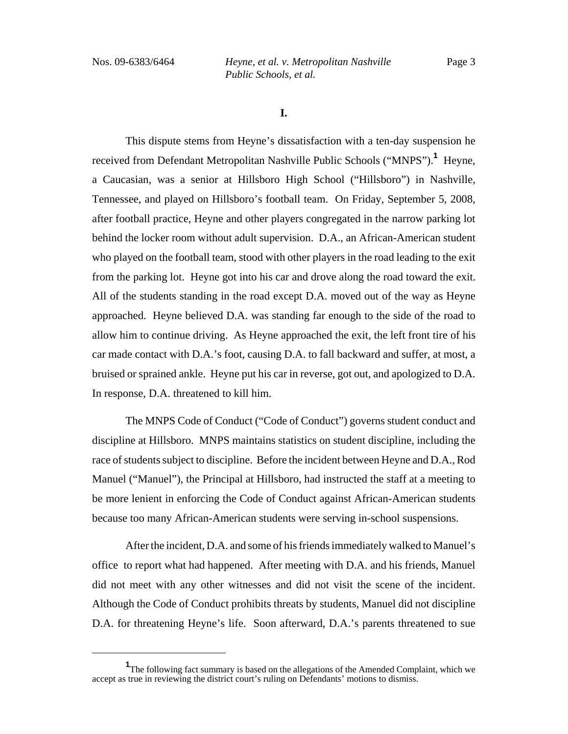## I.

This dispute stems from Heyne's dissatisfaction with a ten-day suspension he received from Defendant Metropolitan Nashville Public Schools ("MNPS").[1] Heyne, a Caucasian, was a senior at Hillsboro High School ("Hillsboro") in Nashville, Tennessee, and played on Hillsboro's football team. On Friday, September 5, 2008, after football practice, Heyne and other players congregated in the narrow parking lot behind the locker room without adult supervision. D.A., an African-American student who played on the football team, stood with other players in the road leading to the exit from the parking lot. Heyne got into his car and drove along the road toward the exit. All of the students standing in the road except D.A. moved out of the way as Heyne approached. Heyne believed D.A. was standing far enough to the side of the road to allow him to continue driving. As Heyne approached the exit, the left front tire of his car made contact with D.A.'s foot, causing D.A. to fall backward and suffer, at most, a bruised or sprained ankle. Heyne put his car in reverse, got out, and apologized to D.A. In response, D.A. threatened to kill him.

The MNPS Code of Conduct ("Code of Conduct") governs student conduct and discipline at Hillsboro. MNPS maintains statistics on student discipline, including the race of students subject to discipline. Before the incident between Heyne and D.A., Rod Manuel ("Manuel"), the Principal at Hillsboro, had instructed the staff at a meeting to be more lenient in enforcing the Code of Conduct against African-American students because too many African-American students were serving in-school suspensions.

After the incident, D.A. and some of his friends immediately walked to Manuel's office to report what had happened. After meeting with D.A. and his friends, Manuel did not meet with any other witnesses and did not visit the scene of the incident. Although the Code of Conduct prohibits threats by students, Manuel did not discipline D.A. for threatening Heyne's life. Soon afterward, D.A.'s parents threatened to sue

[1] The following fact summary is based on the allegations of the Amended Complaint, which we accept as true in reviewing the district court's ruling on Defendants' motions to dismiss.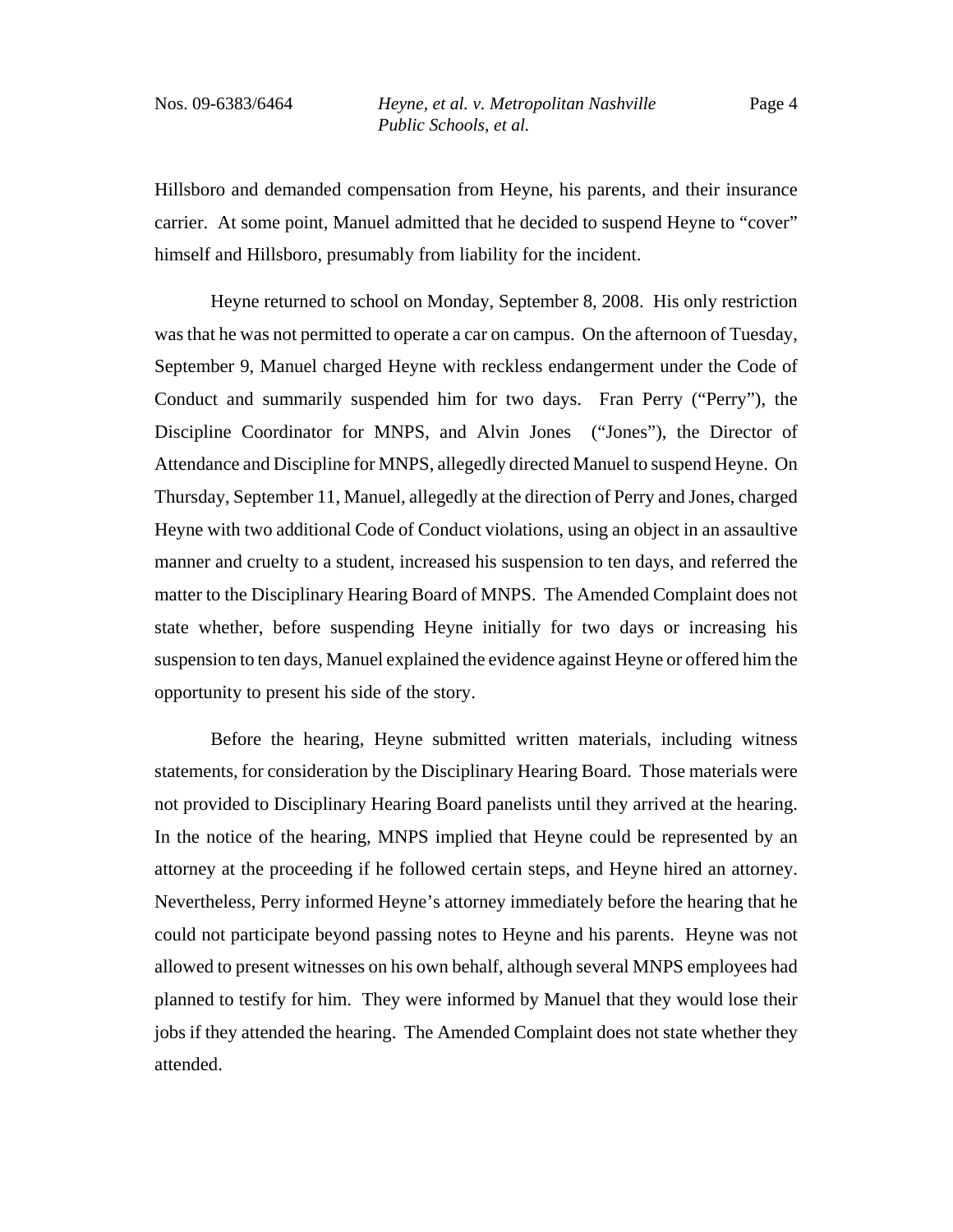Hillsboro and demanded compensation from Heyne, his parents, and their insurance carrier. At some point, Manuel admitted that he decided to suspend Heyne to "cover" himself and Hillsboro, presumably from liability for the incident.

Heyne returned to school on Monday, September 8, 2008. His only restriction was that he was not permitted to operate a car on campus. On the afternoon of Tuesday, September 9, Manuel charged Heyne with reckless endangerment under the Code of Conduct and summarily suspended him for two days. Fran Perry ("Perry"), the Discipline Coordinator for MNPS, and Alvin Jones ("Jones"), the Director of Attendance and Discipline for MNPS, allegedly directed Manuel to suspend Heyne. On Thursday, September 11, Manuel, allegedly at the direction of Perry and Jones, charged Heyne with two additional Code of Conduct violations, using an object in an assaultive manner and cruelty to a student, increased his suspension to ten days, and referred the matter to the Disciplinary Hearing Board of MNPS. The Amended Complaint does not state whether, before suspending Heyne initially for two days or increasing his suspension to ten days, Manuel explained the evidence against Heyne or offered him the opportunity to present his side of the story.

Before the hearing, Heyne submitted written materials, including witness statements, for consideration by the Disciplinary Hearing Board. Those materials were not provided to Disciplinary Hearing Board panelists until they arrived at the hearing. In the notice of the hearing, MNPS implied that Heyne could be represented by an attorney at the proceeding if he followed certain steps, and Heyne hired an attorney. Nevertheless, Perry informed Heyne's attorney immediately before the hearing that he could not participate beyond passing notes to Heyne and his parents. Heyne was not allowed to present witnesses on his own behalf, although several MNPS employees had planned to testify for him. They were informed by Manuel that they would lose their jobs if they attended the hearing. The Amended Complaint does not state whether they attended.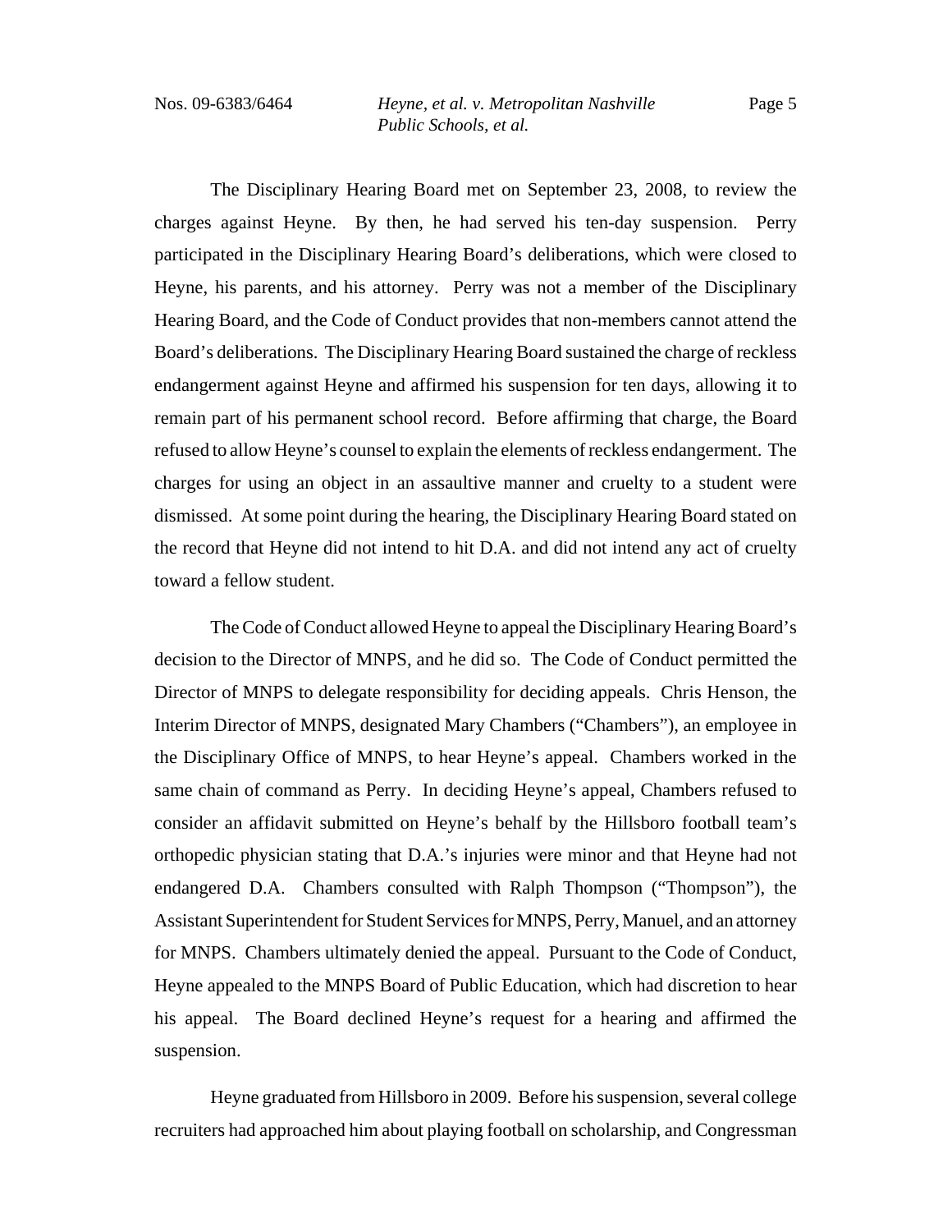The Disciplinary Hearing Board met on September 23, 2008, to review the charges against Heyne. By then, he had served his ten-day suspension. Perry participated in the Disciplinary Hearing Board's deliberations, which were closed to Heyne, his parents, and his attorney. Perry was not a member of the Disciplinary Hearing Board, and the Code of Conduct provides that non-members cannot attend the Board's deliberations. The Disciplinary Hearing Board sustained the charge of reckless endangerment against Heyne and affirmed his suspension for ten days, allowing it to remain part of his permanent school record. Before affirming that charge, the Board refused to allow Heyne's counsel to explain the elements of reckless endangerment. The charges for using an object in an assaultive manner and cruelty to a student were dismissed. At some point during the hearing, the Disciplinary Hearing Board stated on the record that Heyne did not intend to hit D.A. and did not intend any act of cruelty toward a fellow student.

The Code of Conduct allowed Heyne to appeal the Disciplinary Hearing Board's decision to the Director of MNPS, and he did so. The Code of Conduct permitted the Director of MNPS to delegate responsibility for deciding appeals. Chris Henson, the Interim Director of MNPS, designated Mary Chambers ("Chambers"), an employee in the Disciplinary Office of MNPS, to hear Heyne's appeal. Chambers worked in the same chain of command as Perry. In deciding Heyne's appeal, Chambers refused to consider an affidavit submitted on Heyne's behalf by the Hillsboro football team's orthopedic physician stating that D.A.'s injuries were minor and that Heyne had not endangered D.A. Chambers consulted with Ralph Thompson ("Thompson"), the Assistant Superintendent for Student Services for MNPS, Perry, Manuel, and an attorney for MNPS. Chambers ultimately denied the appeal. Pursuant to the Code of Conduct, Heyne appealed to the MNPS Board of Public Education, which had discretion to hear his appeal. The Board declined Heyne's request for a hearing and affirmed the suspension.

Heyne graduated from Hillsboro in 2009. Before his suspension, several college recruiters had approached him about playing football on scholarship, and Congressman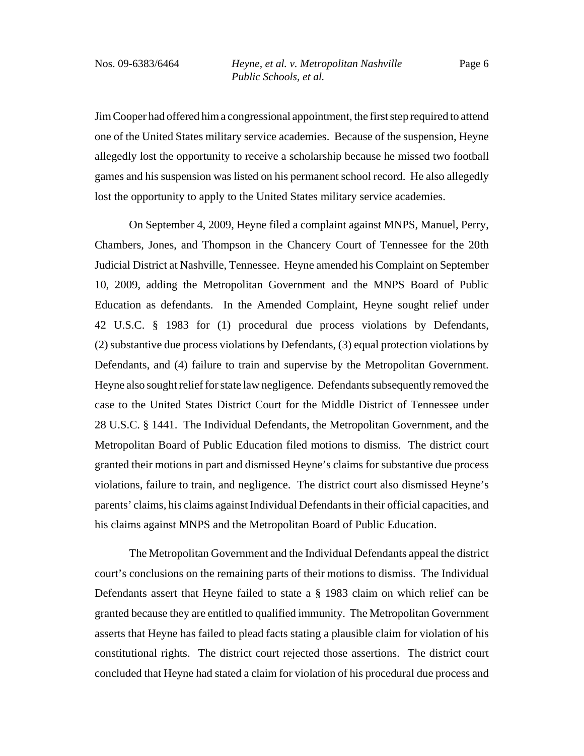Jim Cooper had offered him a congressional appointment, the first step required to attend one of the United States military service academies. Because of the suspension, Heyne allegedly lost the opportunity to receive a scholarship because he missed two football games and his suspension was listed on his permanent school record. He also allegedly lost the opportunity to apply to the United States military service academies.

On September 4, 2009, Heyne filed a complaint against MNPS, Manuel, Perry, Chambers, Jones, and Thompson in the Chancery Court of Tennessee for the 20th Judicial District at Nashville, Tennessee. Heyne amended his Complaint on September 10, 2009, adding the Metropolitan Government and the MNPS Board of Public Education as defendants. In the Amended Complaint, Heyne sought relief under 42 U.S.C. § 1983 for (1) procedural due process violations by Defendants, (2) substantive due process violations by Defendants, (3) equal protection violations by Defendants, and (4) failure to train and supervise by the Metropolitan Government. Heyne also sought relief for state law negligence. Defendants subsequently removed the case to the United States District Court for the Middle District of Tennessee under 28 U.S.C. § 1441. The Individual Defendants, the Metropolitan Government, and the Metropolitan Board of Public Education filed motions to dismiss. The district court granted their motions in part and dismissed Heyne's claims for substantive due process violations, failure to train, and negligence. The district court also dismissed Heyne's parents' claims, his claims against Individual Defendants in their official capacities, and his claims against MNPS and the Metropolitan Board of Public Education.

The Metropolitan Government and the Individual Defendants appeal the district court's conclusions on the remaining parts of their motions to dismiss. The Individual Defendants assert that Heyne failed to state a § 1983 claim on which relief can be granted because they are entitled to qualified immunity. The Metropolitan Government asserts that Heyne has failed to plead facts stating a plausible claim for violation of his constitutional rights. The district court rejected those assertions. The district court concluded that Heyne had stated a claim for violation of his procedural due process and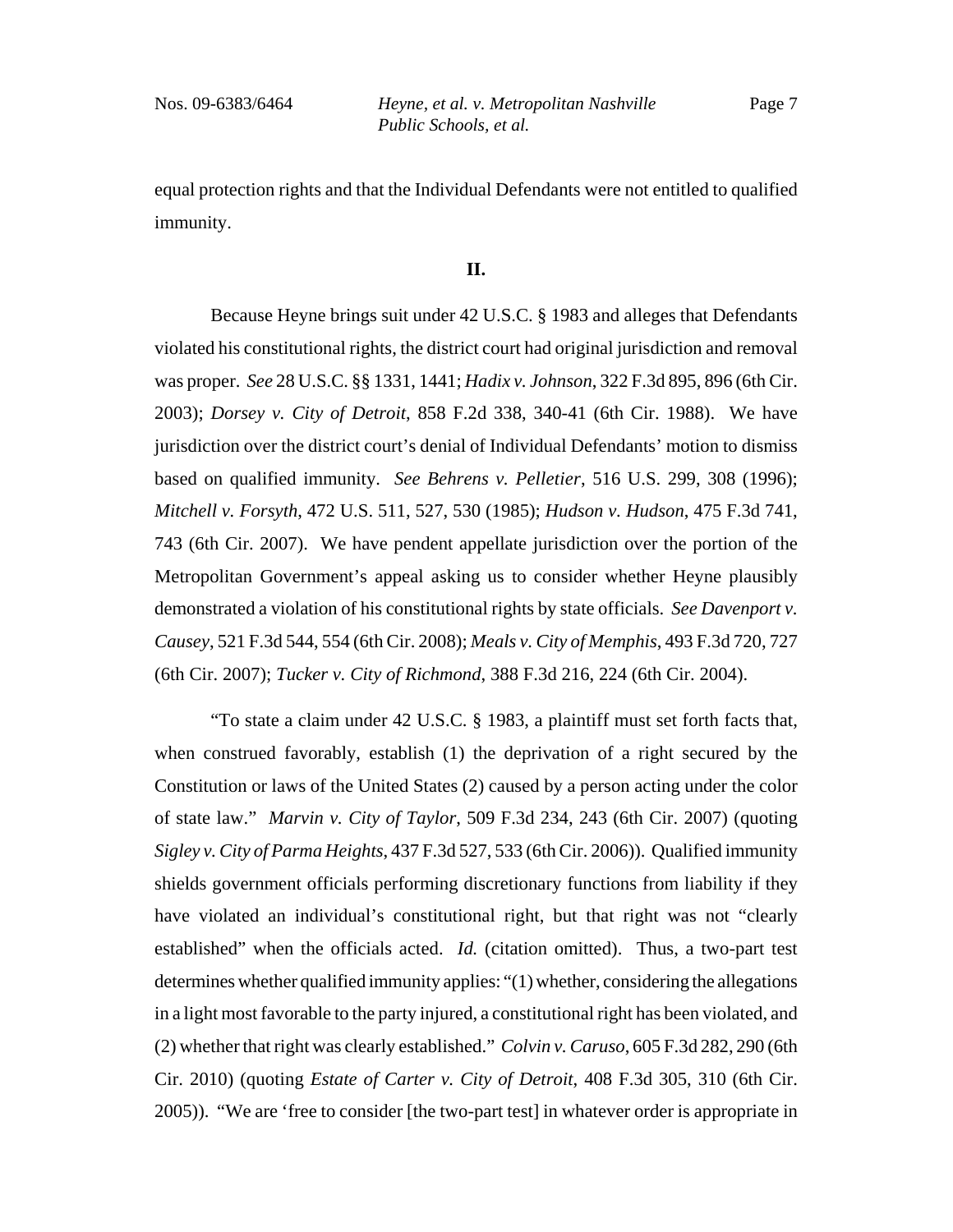equal protection rights and that the Individual Defendants were not entitled to qualified immunity.

## II.

Because Heyne brings suit under 42 U.S.C. § 1983 and alleges that Defendants violated his constitutional rights, the district court had original jurisdiction and removal was proper. *See* 28 U.S.C. §§ 1331, 1441; *Hadix v. Johnson*, 322 F.3d 895, 896 (6th Cir. 2003); *Dorsey v. City of Detroit*, 858 F.2d 338, 340-41 (6th Cir. 1988). We have jurisdiction over the district court's denial of Individual Defendants' motion to dismiss based on qualified immunity. *See Behrens v. Pelletier*, 516 U.S. 299, 308 (1996); *Mitchell v. Forsyth*, 472 U.S. 511, 527, 530 (1985); *Hudson v. Hudson*, 475 F.3d 741, 743 (6th Cir. 2007). We have pendent appellate jurisdiction over the portion of the Metropolitan Government's appeal asking us to consider whether Heyne plausibly demonstrated a violation of his constitutional rights by state officials. *See Davenport v. Causey*, 521 F.3d 544, 554 (6th Cir. 2008); *Meals v. City of Memphis*, 493 F.3d 720, 727 (6th Cir. 2007); *Tucker v. City of Richmond*, 388 F.3d 216, 224 (6th Cir. 2004).

"To state a claim under 42 U.S.C. § 1983, a plaintiff must set forth facts that, when construed favorably, establish (1) the deprivation of a right secured by the Constitution or laws of the United States (2) caused by a person acting under the color of state law." *Marvin v. City of Taylor*, 509 F.3d 234, 243 (6th Cir. 2007) (quoting *Sigley v. City of Parma Heights*, 437 F.3d 527, 533 (6th Cir. 2006)). Qualified immunity shields government officials performing discretionary functions from liability if they have violated an individual's constitutional right, but that right was not "clearly established" when the officials acted. *Id.* (citation omitted). Thus, a two-part test determines whether qualified immunity applies: "(1) whether, considering the allegations in a light most favorable to the party injured, a constitutional right has been violated, and (2) whether that right was clearly established." *Colvin v. Caruso*, 605 F.3d 282, 290 (6th Cir. 2010) (quoting *Estate of Carter v. City of Detroit*, 408 F.3d 305, 310 (6th Cir. 2005)). "We are 'free to consider [the two-part test] in whatever order is appropriate in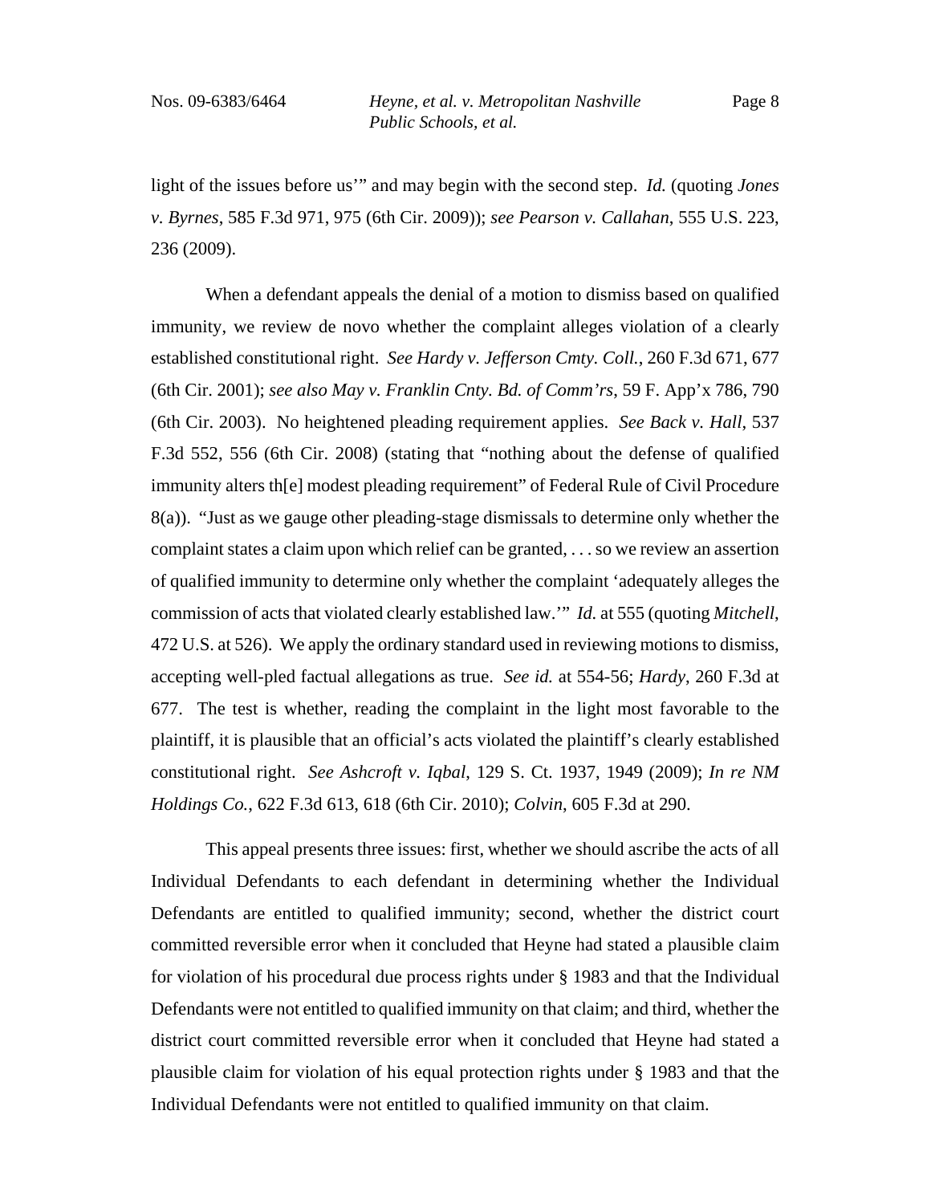light of the issues before us'" and may begin with the second step. *Id.* (quoting *Jones v. Byrnes*, 585 F.3d 971, 975 (6th Cir. 2009)); *see Pearson v. Callahan*, 555 U.S. 223, 236 (2009).

When a defendant appeals the denial of a motion to dismiss based on qualified immunity, we review de novo whether the complaint alleges violation of a clearly established constitutional right. *See Hardy v. Jefferson Cmty. Coll.*, 260 F.3d 671, 677 (6th Cir. 2001); *see also May v. Franklin Cnty. Bd. of Comm'rs*, 59 F. App'x 786, 790 (6th Cir. 2003). No heightened pleading requirement applies. *See Back v. Hall*, 537 F.3d 552, 556 (6th Cir. 2008) (stating that "nothing about the defense of qualified immunity alters th[e] modest pleading requirement" of Federal Rule of Civil Procedure 8(a)). "Just as we gauge other pleading-stage dismissals to determine only whether the complaint states a claim upon which relief can be granted, . . . so we review an assertion of qualified immunity to determine only whether the complaint 'adequately alleges the commission of acts that violated clearly established law.'" *Id.* at 555 (quoting *Mitchell*, 472 U.S. at 526). We apply the ordinary standard used in reviewing motions to dismiss, accepting well-pled factual allegations as true. *See id.* at 554-56; *Hardy*, 260 F.3d at 677. The test is whether, reading the complaint in the light most favorable to the plaintiff, it is plausible that an official's acts violated the plaintiff's clearly established constitutional right. *See Ashcroft v. Iqbal*, 129 S. Ct. 1937, 1949 (2009); *In re NM Holdings Co.*, 622 F.3d 613, 618 (6th Cir. 2010); *Colvin*, 605 F.3d at 290.

This appeal presents three issues: first, whether we should ascribe the acts of all Individual Defendants to each defendant in determining whether the Individual Defendants are entitled to qualified immunity; second, whether the district court committed reversible error when it concluded that Heyne had stated a plausible claim for violation of his procedural due process rights under § 1983 and that the Individual Defendants were not entitled to qualified immunity on that claim; and third, whether the district court committed reversible error when it concluded that Heyne had stated a plausible claim for violation of his equal protection rights under § 1983 and that the Individual Defendants were not entitled to qualified immunity on that claim.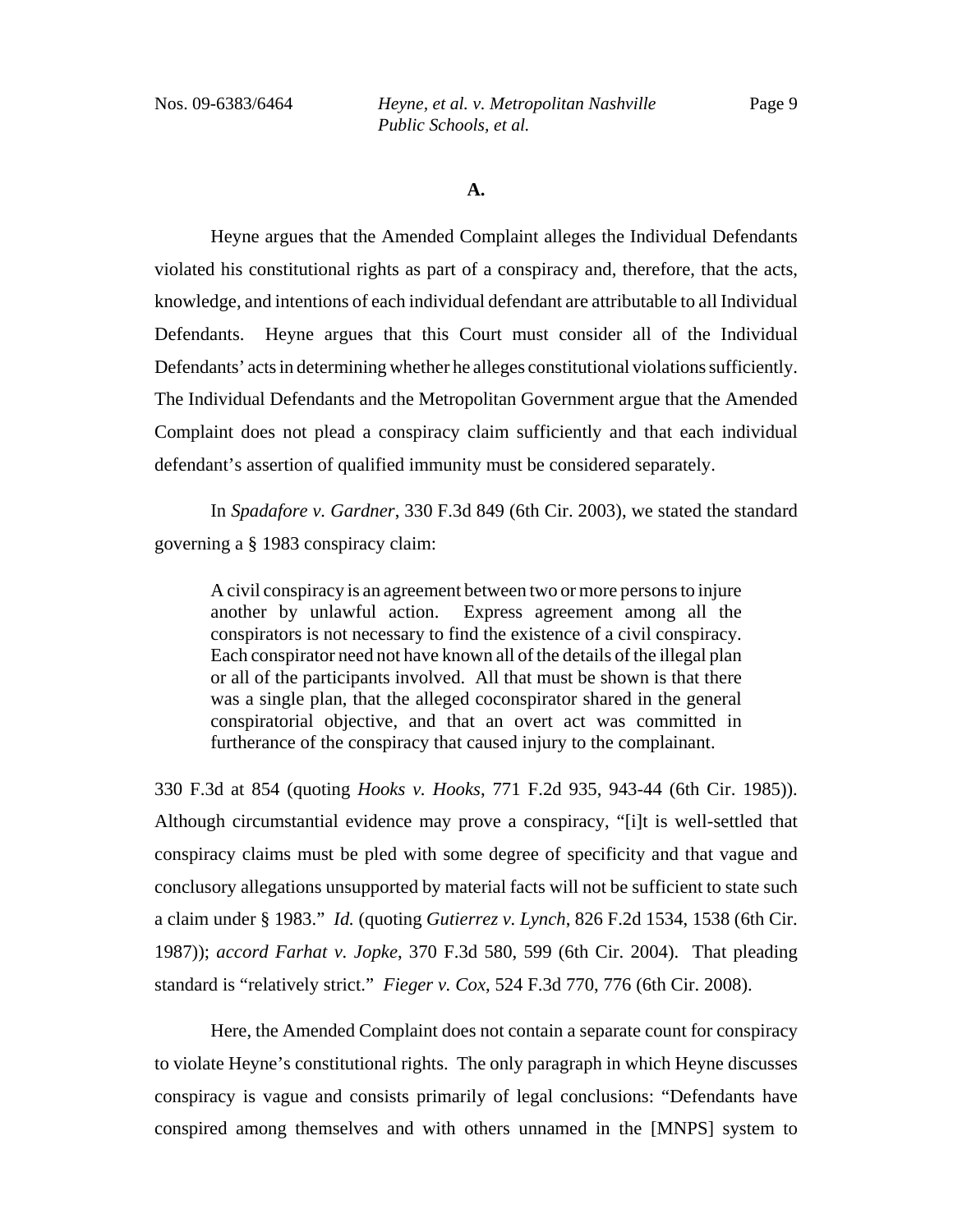**A.**

Heyne argues that the Amended Complaint alleges the Individual Defendants violated his constitutional rights as part of a conspiracy and, therefore, that the acts, knowledge, and intentions of each individual defendant are attributable to all Individual Defendants. Heyne argues that this Court must consider all of the Individual Defendants' acts in determining whether he alleges constitutional violations sufficiently. The Individual Defendants and the Metropolitan Government argue that the Amended Complaint does not plead a conspiracy claim sufficiently and that each individual defendant's assertion of qualified immunity must be considered separately.

In *Spadafore v. Gardner*, 330 F.3d 849 (6th Cir. 2003), we stated the standard governing a § 1983 conspiracy claim:

> A civil conspiracy is an agreement between two or more persons to injure another by unlawful action. Express agreement among all the conspirators is not necessary to find the existence of a civil conspiracy. Each conspirator need not have known all of the details of the illegal plan or all of the participants involved. All that must be shown is that there was a single plan, that the alleged coconspirator shared in the general conspiratorial objective, and that an overt act was committed in furtherance of the conspiracy that caused injury to the complainant.

330 F.3d at 854 (quoting *Hooks v. Hooks*, 771 F.2d 935, 943-44 (6th Cir. 1985)). Although circumstantial evidence may prove a conspiracy, "[i]t is well-settled that conspiracy claims must be pled with some degree of specificity and that vague and conclusory allegations unsupported by material facts will not be sufficient to state such a claim under § 1983." *Id.* (quoting *Gutierrez v. Lynch*, 826 F.2d 1534, 1538 (6th Cir. 1987)); *accord Farhat v. Jopke*, 370 F.3d 580, 599 (6th Cir. 2004). That pleading standard is "relatively strict." *Fieger v. Cox*, 524 F.3d 770, 776 (6th Cir. 2008).

Here, the Amended Complaint does not contain a separate count for conspiracy to violate Heyne's constitutional rights. The only paragraph in which Heyne discusses conspiracy is vague and consists primarily of legal conclusions: "Defendants have conspired among themselves and with others unnamed in the [MNPS] system to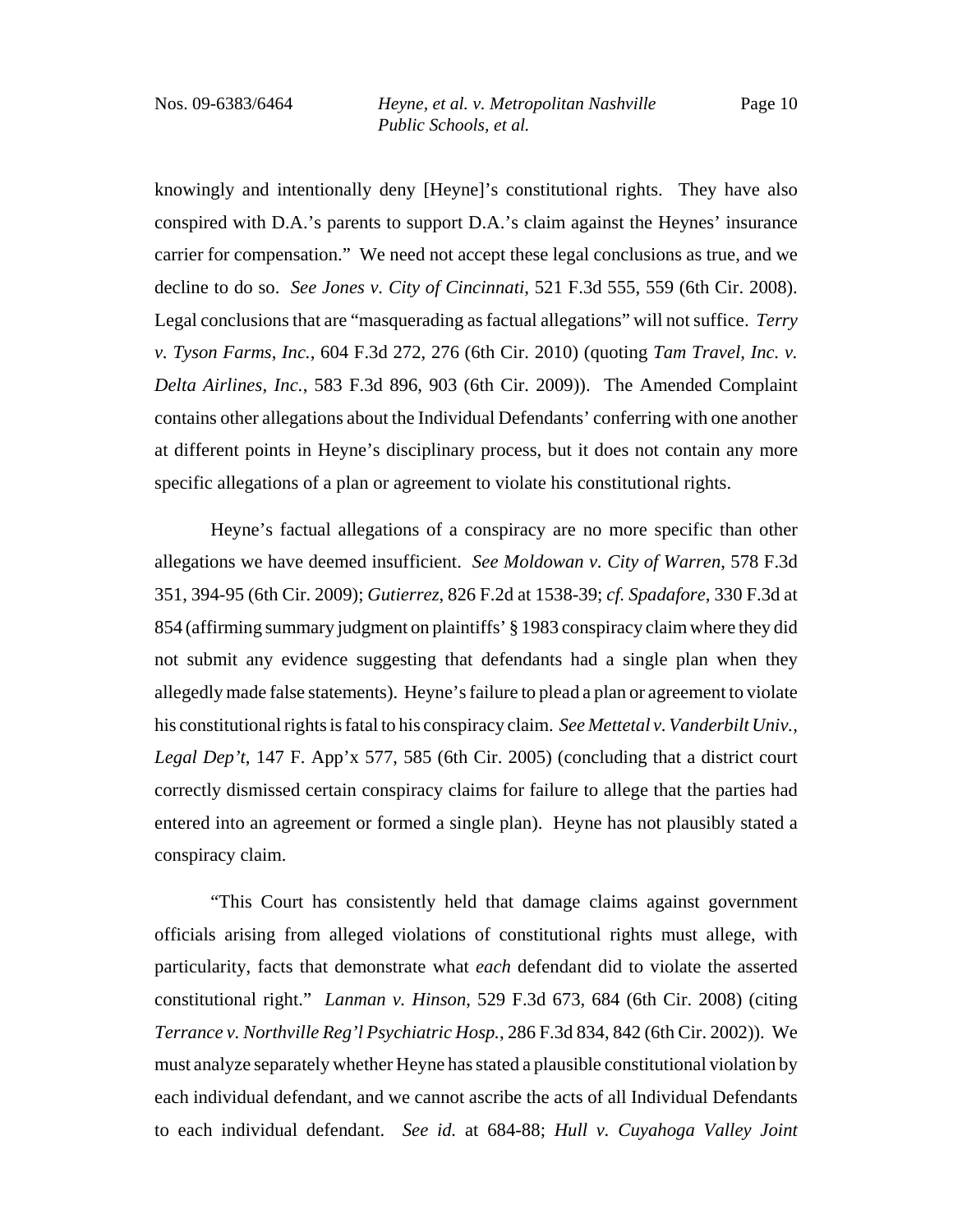knowingly and intentionally deny [Heyne]'s constitutional rights. They have also conspired with D.A.'s parents to support D.A.'s claim against the Heynes' insurance carrier for compensation." We need not accept these legal conclusions as true, and we decline to do so. *See Jones v. City of Cincinnati*, 521 F.3d 555, 559 (6th Cir. 2008). Legal conclusions that are "masquerading as factual allegations" will not suffice. *Terry v. Tyson Farms, Inc.*, 604 F.3d 272, 276 (6th Cir. 2010) (quoting *Tam Travel, Inc. v. Delta Airlines, Inc.*, 583 F.3d 896, 903 (6th Cir. 2009)). The Amended Complaint contains other allegations about the Individual Defendants' conferring with one another at different points in Heyne's disciplinary process, but it does not contain any more specific allegations of a plan or agreement to violate his constitutional rights.

Heyne's factual allegations of a conspiracy are no more specific than other allegations we have deemed insufficient. *See Moldowan v. City of Warren*, 578 F.3d 351, 394-95 (6th Cir. 2009); *Gutierrez*, 826 F.2d at 1538-39; *cf. Spadafore*, 330 F.3d at 854 (affirming summary judgment on plaintiffs' § 1983 conspiracy claim where they did not submit any evidence suggesting that defendants had a single plan when they allegedly made false statements). Heyne's failure to plead a plan or agreement to violate his constitutional rights is fatal to his conspiracy claim. *See Mettetal v. Vanderbilt Univ., Legal Dep't*, 147 F. App'x 577, 585 (6th Cir. 2005) (concluding that a district court correctly dismissed certain conspiracy claims for failure to allege that the parties had entered into an agreement or formed a single plan). Heyne has not plausibly stated a conspiracy claim.

"This Court has consistently held that damage claims against government officials arising from alleged violations of constitutional rights must allege, with particularity, facts that demonstrate what *each* defendant did to violate the asserted constitutional right." *Lanman v. Hinson*, 529 F.3d 673, 684 (6th Cir. 2008) (citing *Terrance v. Northville Reg'l Psychiatric Hosp.*, 286 F.3d 834, 842 (6th Cir. 2002)). We must analyze separately whether Heyne has stated a plausible constitutional violation by each individual defendant, and we cannot ascribe the acts of all Individual Defendants to each individual defendant. *See id.* at 684-88; *Hull v. Cuyahoga Valley Joint*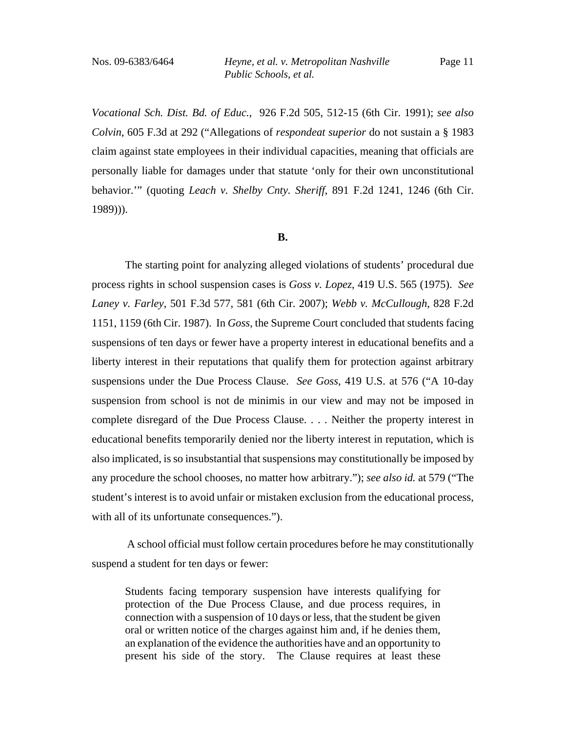*Vocational Sch. Dist. Bd. of Educ.*, 926 F.2d 505, 512-15 (6th Cir. 1991); *see also Colvin*, 605 F.3d at 292 ("Allegations of *respondeat superior* do not sustain a § 1983 claim against state employees in their individual capacities, meaning that officials are personally liable for damages under that statute 'only for their own unconstitutional behavior.'" (quoting *Leach v. Shelby Cnty. Sheriff*, 891 F.2d 1241, 1246 (6th Cir. 1989))).

**B.**

The starting point for analyzing alleged violations of students' procedural due process rights in school suspension cases is *Goss v. Lopez*, 419 U.S. 565 (1975). *See Laney v. Farley*, 501 F.3d 577, 581 (6th Cir. 2007); *Webb v. McCullough*, 828 F.2d 1151, 1159 (6th Cir. 1987). In *Goss*, the Supreme Court concluded that students facing suspensions of ten days or fewer have a property interest in educational benefits and a liberty interest in their reputations that qualify them for protection against arbitrary suspensions under the Due Process Clause. *See Goss*, 419 U.S. at 576 ("A 10-day suspension from school is not de minimis in our view and may not be imposed in complete disregard of the Due Process Clause. . . . Neither the property interest in educational benefits temporarily denied nor the liberty interest in reputation, which is also implicated, is so insubstantial that suspensions may constitutionally be imposed by any procedure the school chooses, no matter how arbitrary."); *see also id.* at 579 ("The student's interest is to avoid unfair or mistaken exclusion from the educational process, with all of its unfortunate consequences.").

A school official must follow certain procedures before he may constitutionally suspend a student for ten days or fewer:

> Students facing temporary suspension have interests qualifying for protection of the Due Process Clause, and due process requires, in connection with a suspension of 10 days or less, that the student be given oral or written notice of the charges against him and, if he denies them, an explanation of the evidence the authorities have and an opportunity to present his side of the story. The Clause requires at least these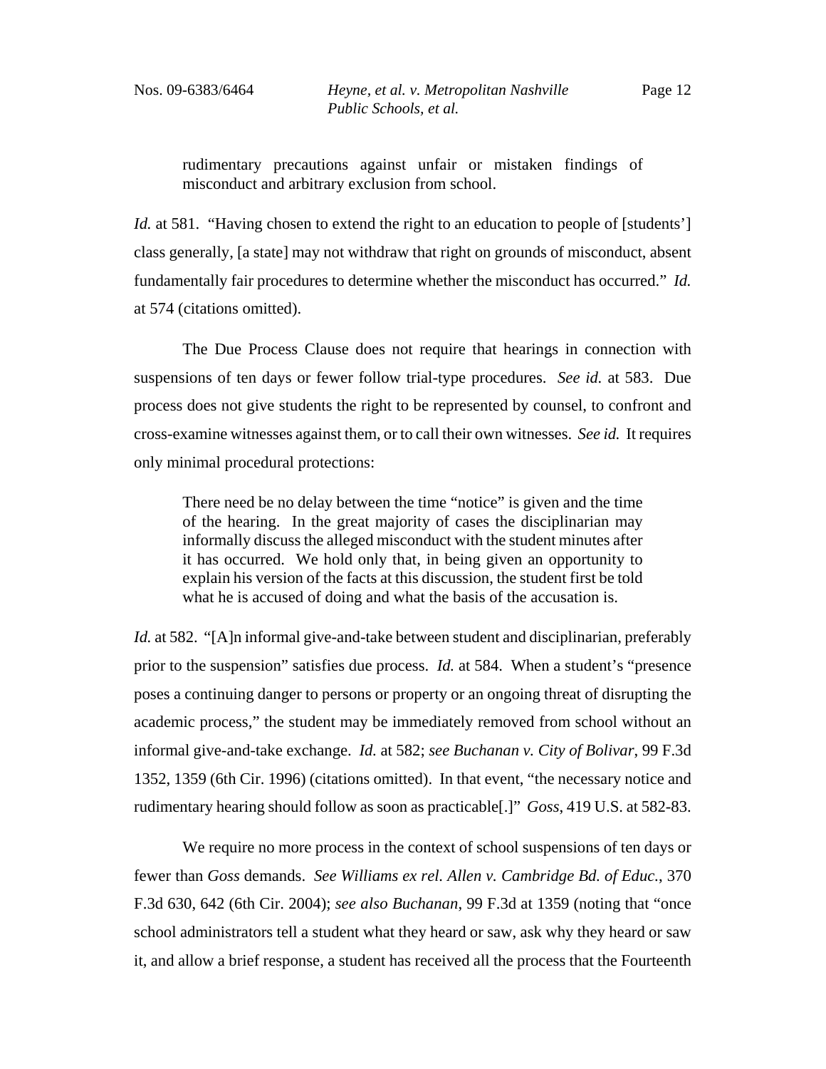> rudimentary precautions against unfair or mistaken findings of misconduct and arbitrary exclusion from school.

*Id.* at 581. "Having chosen to extend the right to an education to people of [students'] class generally, [a state] may not withdraw that right on grounds of misconduct, absent fundamentally fair procedures to determine whether the misconduct has occurred." *Id.* at 574 (citations omitted).

The Due Process Clause does not require that hearings in connection with suspensions of ten days or fewer follow trial-type procedures. *See id.* at 583. Due process does not give students the right to be represented by counsel, to confront and cross-examine witnesses against them, or to call their own witnesses. *See id.* It requires only minimal procedural protections:

> There need be no delay between the time "notice" is given and the time of the hearing. In the great majority of cases the disciplinarian may informally discuss the alleged misconduct with the student minutes after it has occurred. We hold only that, in being given an opportunity to explain his version of the facts at this discussion, the student first be told what he is accused of doing and what the basis of the accusation is.

*Id.* at 582. "[A]n informal give-and-take between student and disciplinarian, preferably prior to the suspension" satisfies due process. *Id.* at 584. When a student's "presence poses a continuing danger to persons or property or an ongoing threat of disrupting the academic process," the student may be immediately removed from school without an informal give-and-take exchange. *Id.* at 582; *see Buchanan v. City of Bolivar*, 99 F.3d 1352, 1359 (6th Cir. 1996) (citations omitted). In that event, "the necessary notice and rudimentary hearing should follow as soon as practicable[.]" *Goss*, 419 U.S. at 582-83.

We require no more process in the context of school suspensions of ten days or fewer than *Goss* demands. *See Williams ex rel. Allen v. Cambridge Bd. of Educ.*, 370 F.3d 630, 642 (6th Cir. 2004); *see also Buchanan*, 99 F.3d at 1359 (noting that "once school administrators tell a student what they heard or saw, ask why they heard or saw it, and allow a brief response, a student has received all the process that the Fourteenth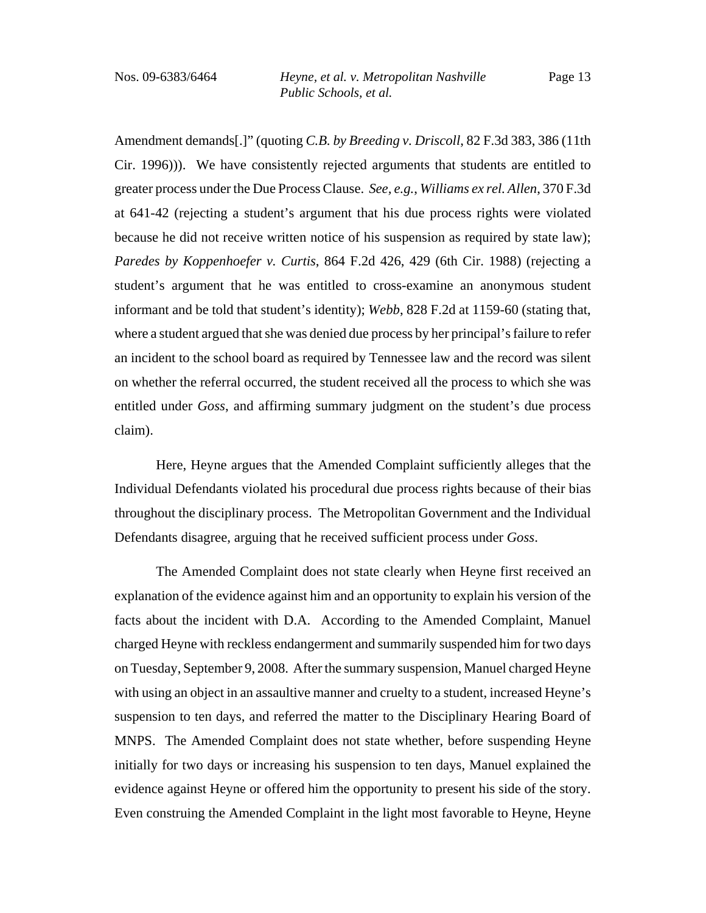Amendment demands[.]" (quoting *C.B. by Breeding v. Driscoll*, 82 F.3d 383, 386 (11th Cir. 1996))). We have consistently rejected arguments that students are entitled to greater process under the Due Process Clause. *See, e.g.*, *Williams ex rel. Allen*, 370 F.3d at 641-42 (rejecting a student's argument that his due process rights were violated because he did not receive written notice of his suspension as required by state law); *Paredes by Koppenhoefer v. Curtis*, 864 F.2d 426, 429 (6th Cir. 1988) (rejecting a student's argument that he was entitled to cross-examine an anonymous student informant and be told that student's identity); *Webb*, 828 F.2d at 1159-60 (stating that, where a student argued that she was denied due process by her principal's failure to refer an incident to the school board as required by Tennessee law and the record was silent on whether the referral occurred, the student received all the process to which she was entitled under *Goss*, and affirming summary judgment on the student's due process claim).

Here, Heyne argues that the Amended Complaint sufficiently alleges that the Individual Defendants violated his procedural due process rights because of their bias throughout the disciplinary process. The Metropolitan Government and the Individual Defendants disagree, arguing that he received sufficient process under *Goss*.

The Amended Complaint does not state clearly when Heyne first received an explanation of the evidence against him and an opportunity to explain his version of the facts about the incident with D.A. According to the Amended Complaint, Manuel charged Heyne with reckless endangerment and summarily suspended him for two days on Tuesday, September 9, 2008. After the summary suspension, Manuel charged Heyne with using an object in an assaultive manner and cruelty to a student, increased Heyne's suspension to ten days, and referred the matter to the Disciplinary Hearing Board of MNPS. The Amended Complaint does not state whether, before suspending Heyne initially for two days or increasing his suspension to ten days, Manuel explained the evidence against Heyne or offered him the opportunity to present his side of the story. Even construing the Amended Complaint in the light most favorable to Heyne, Heyne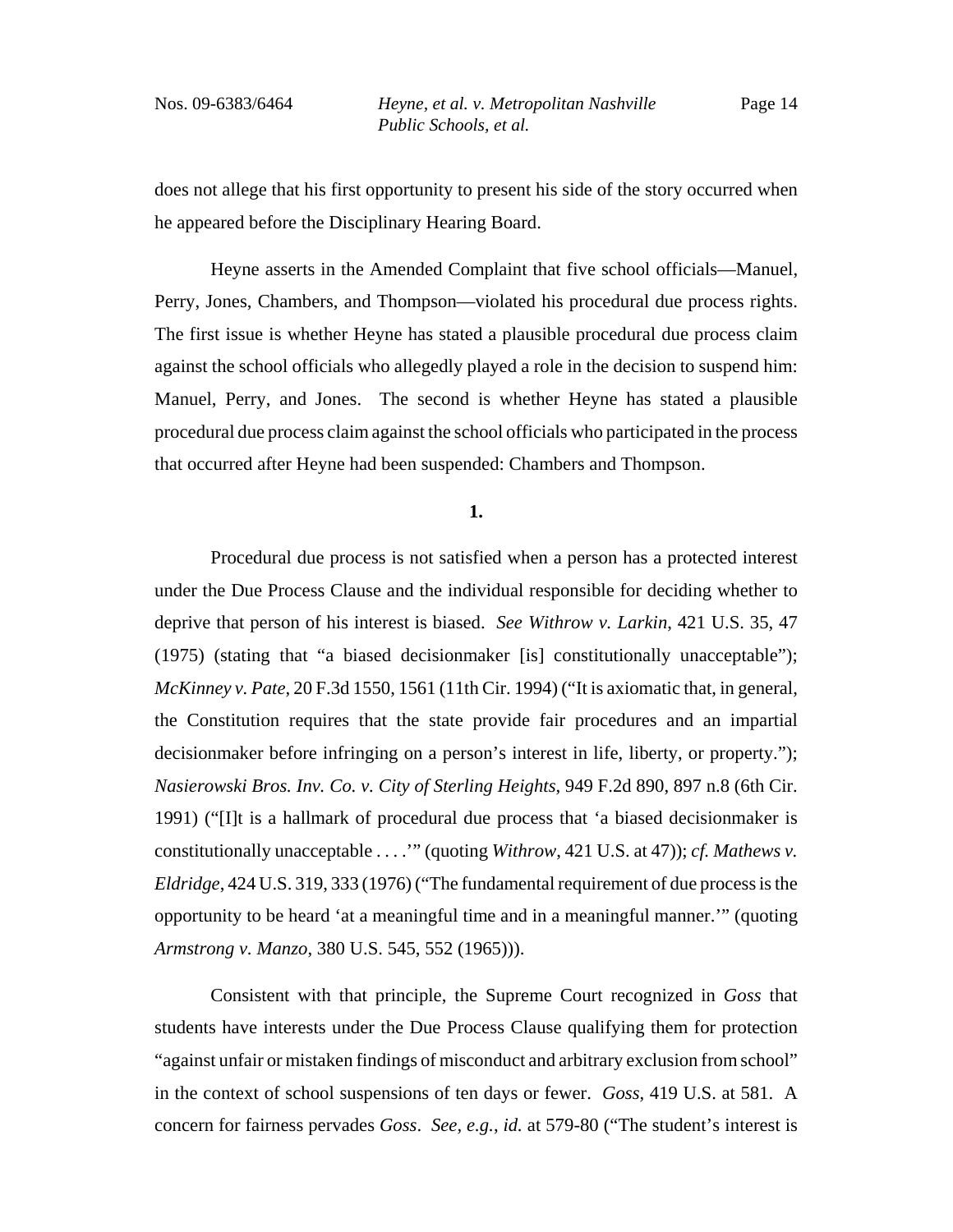does not allege that his first opportunity to present his side of the story occurred when he appeared before the Disciplinary Hearing Board.

Heyne asserts in the Amended Complaint that five school officials—Manuel, Perry, Jones, Chambers, and Thompson—violated his procedural due process rights. The first issue is whether Heyne has stated a plausible procedural due process claim against the school officials who allegedly played a role in the decision to suspend him: Manuel, Perry, and Jones. The second is whether Heyne has stated a plausible procedural due process claim against the school officials who participated in the process that occurred after Heyne had been suspended: Chambers and Thompson.

**1.**

Procedural due process is not satisfied when a person has a protected interest under the Due Process Clause and the individual responsible for deciding whether to deprive that person of his interest is biased. *See Withrow v. Larkin*, 421 U.S. 35, 47 (1975) (stating that "a biased decisionmaker [is] constitutionally unacceptable"); *McKinney v. Pate*, 20 F.3d 1550, 1561 (11th Cir. 1994) ("It is axiomatic that, in general, the Constitution requires that the state provide fair procedures and an impartial decisionmaker before infringing on a person's interest in life, liberty, or property."); *Nasierowski Bros. Inv. Co. v. City of Sterling Heights*, 949 F.2d 890, 897 n.8 (6th Cir. 1991) ("[I]t is a hallmark of procedural due process that 'a biased decisionmaker is constitutionally unacceptable . . . .'" (quoting *Withrow*, 421 U.S. at 47)); *cf. Mathews v. Eldridge*, 424 U.S. 319, 333 (1976) ("The fundamental requirement of due process is the opportunity to be heard 'at a meaningful time and in a meaningful manner.'" (quoting *Armstrong v. Manzo*, 380 U.S. 545, 552 (1965))).

Consistent with that principle, the Supreme Court recognized in *Goss* that students have interests under the Due Process Clause qualifying them for protection "against unfair or mistaken findings of misconduct and arbitrary exclusion from school" in the context of school suspensions of ten days or fewer. *Goss*, 419 U.S. at 581. A concern for fairness pervades *Goss*. *See, e.g.*, *id.* at 579-80 ("The student's interest is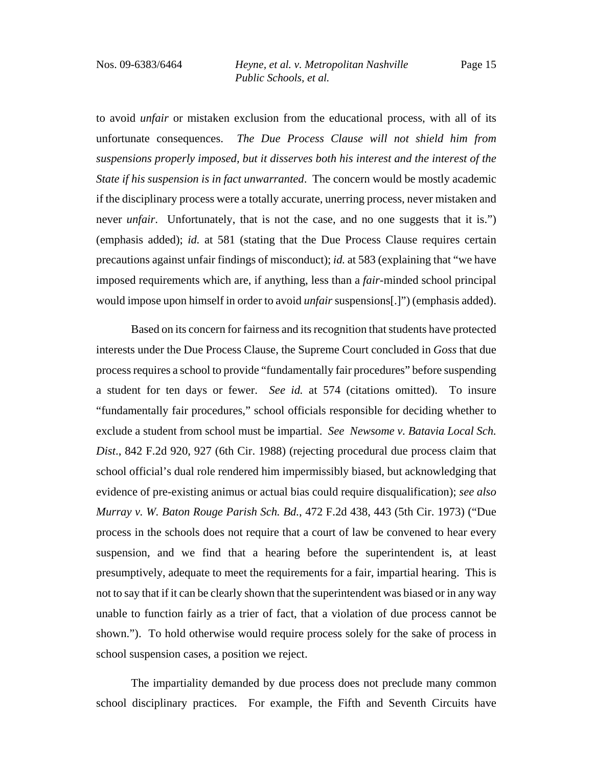to avoid *unfair* or mistaken exclusion from the educational process, with all of its unfortunate consequences. *The Due Process Clause will not shield him from suspensions properly imposed, but it disserves both his interest and the interest of the State if his suspension is in fact unwarranted*. The concern would be mostly academic if the disciplinary process were a totally accurate, unerring process, never mistaken and never *unfair*. Unfortunately, that is not the case, and no one suggests that it is.") (emphasis added); *id.* at 581 (stating that the Due Process Clause requires certain precautions against unfair findings of misconduct); *id.* at 583 (explaining that "we have imposed requirements which are, if anything, less than a *fair*-minded school principal would impose upon himself in order to avoid *unfair* suspensions[.]") (emphasis added).

Based on its concern for fairness and its recognition that students have protected interests under the Due Process Clause, the Supreme Court concluded in *Goss* that due process requires a school to provide "fundamentally fair procedures" before suspending a student for ten days or fewer. *See id.* at 574 (citations omitted). To insure "fundamentally fair procedures," school officials responsible for deciding whether to exclude a student from school must be impartial. *See Newsome v. Batavia Local Sch. Dist.*, 842 F.2d 920, 927 (6th Cir. 1988) (rejecting procedural due process claim that school official's dual role rendered him impermissibly biased, but acknowledging that evidence of pre-existing animus or actual bias could require disqualification); *see also Murray v. W. Baton Rouge Parish Sch. Bd.*, 472 F.2d 438, 443 (5th Cir. 1973) ("Due process in the schools does not require that a court of law be convened to hear every suspension, and we find that a hearing before the superintendent is, at least presumptively, adequate to meet the requirements for a fair, impartial hearing. This is not to say that if it can be clearly shown that the superintendent was biased or in any way unable to function fairly as a trier of fact, that a violation of due process cannot be shown."). To hold otherwise would require process solely for the sake of process in school suspension cases, a position we reject.

The impartiality demanded by due process does not preclude many common school disciplinary practices. For example, the Fifth and Seventh Circuits have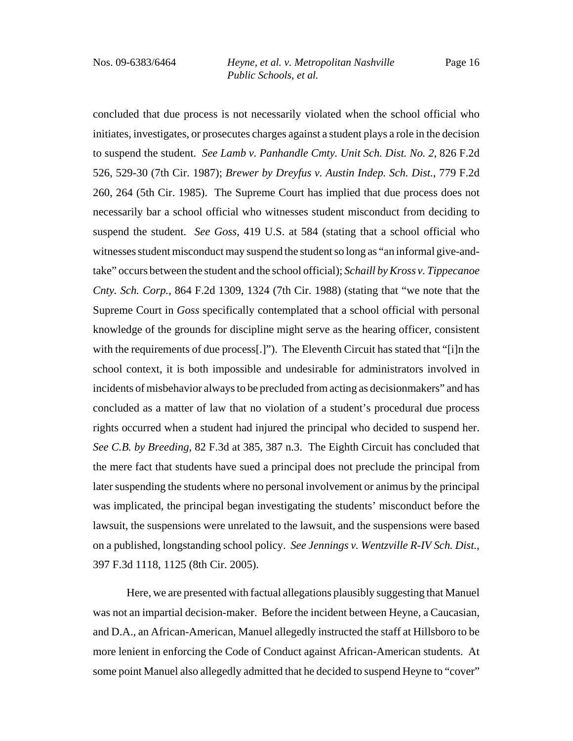concluded that due process is not necessarily violated when the school official who initiates, investigates, or prosecutes charges against a student plays a role in the decision to suspend the student. *See Lamb v. Panhandle Cmty. Unit Sch. Dist. No. 2*, 826 F.2d 526, 529-30 (7th Cir. 1987); *Brewer by Dreyfus v. Austin Indep. Sch. Dist.*, 779 F.2d 260, 264 (5th Cir. 1985). The Supreme Court has implied that due process does not necessarily bar a school official who witnesses student misconduct from deciding to suspend the student. *See Goss*, 419 U.S. at 584 (stating that a school official who witnesses student misconduct may suspend the student so long as "an informal give-and-take" occurs between the student and the school official); *Schaill by Kross v. Tippecanoe Cnty. Sch. Corp.*, 864 F.2d 1309, 1324 (7th Cir. 1988) (stating that "we note that the Supreme Court in *Goss* specifically contemplated that a school official with personal knowledge of the grounds for discipline might serve as the hearing officer, consistent with the requirements of due process[.]"). The Eleventh Circuit has stated that "[i]n the school context, it is both impossible and undesirable for administrators involved in incidents of misbehavior always to be precluded from acting as decisionmakers" and has concluded as a matter of law that no violation of a student's procedural due process rights occurred when a student had injured the principal who decided to suspend her. *See C.B. by Breeding*, 82 F.3d at 385, 387 n.3. The Eighth Circuit has concluded that the mere fact that students have sued a principal does not preclude the principal from later suspending the students where no personal involvement or animus by the principal was implicated, the principal began investigating the students' misconduct before the lawsuit, the suspensions were unrelated to the lawsuit, and the suspensions were based on a published, longstanding school policy. *See Jennings v. Wentzville R-IV Sch. Dist.*, 397 F.3d 1118, 1125 (8th Cir. 2005).

Here, we are presented with factual allegations plausibly suggesting that Manuel was not an impartial decision-maker. Before the incident between Heyne, a Caucasian, and D.A., an African-American, Manuel allegedly instructed the staff at Hillsboro to be more lenient in enforcing the Code of Conduct against African-American students. At some point Manuel also allegedly admitted that he decided to suspend Heyne to "cover"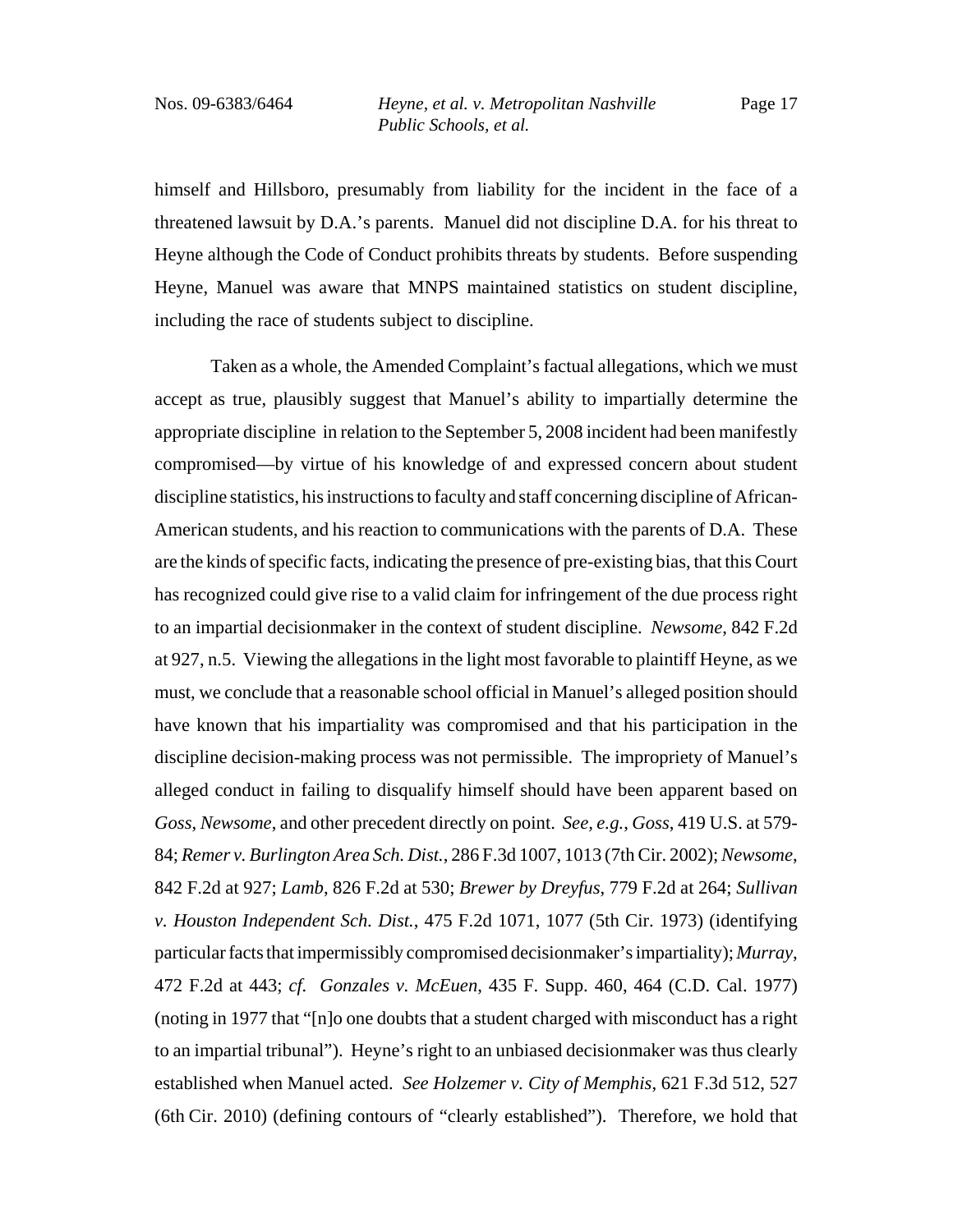himself and Hillsboro, presumably from liability for the incident in the face of a threatened lawsuit by D.A.'s parents. Manuel did not discipline D.A. for his threat to Heyne although the Code of Conduct prohibits threats by students. Before suspending Heyne, Manuel was aware that MNPS maintained statistics on student discipline, including the race of students subject to discipline.

Taken as a whole, the Amended Complaint's factual allegations, which we must accept as true, plausibly suggest that Manuel's ability to impartially determine the appropriate discipline in relation to the September 5, 2008 incident had been manifestly compromised—by virtue of his knowledge of and expressed concern about student discipline statistics, his instructions to faculty and staff concerning discipline of African-American students, and his reaction to communications with the parents of D.A. These are the kinds of specific facts, indicating the presence of pre-existing bias, that this Court has recognized could give rise to a valid claim for infringement of the due process right to an impartial decisionmaker in the context of student discipline. *Newsome*, 842 F.2d at 927, n.5. Viewing the allegations in the light most favorable to plaintiff Heyne, as we must, we conclude that a reasonable school official in Manuel's alleged position should have known that his impartiality was compromised and that his participation in the discipline decision-making process was not permissible. The impropriety of Manuel's alleged conduct in failing to disqualify himself should have been apparent based on *Goss*, *Newsome*, and other precedent directly on point. *See, e.g.*, *Goss*, 419 U.S. at 579-84; *Remer v. Burlington Area Sch. Dist.*, 286 F.3d 1007, 1013 (7th Cir. 2002); *Newsome*, 842 F.2d at 927; *Lamb*, 826 F.2d at 530; *Brewer by Dreyfus*, 779 F.2d at 264; *Sullivan v. Houston Independent Sch. Dist.*, 475 F.2d 1071, 1077 (5th Cir. 1973) (identifying particular facts that impermissibly compromised decisionmaker's impartiality); *Murray*, 472 F.2d at 443; *cf. Gonzales v. McEuen*, 435 F. Supp. 460, 464 (C.D. Cal. 1977) (noting in 1977 that "[n]o one doubts that a student charged with misconduct has a right to an impartial tribunal"). Heyne's right to an unbiased decisionmaker was thus clearly established when Manuel acted. *See Holzemer v. City of Memphis*, 621 F.3d 512, 527 (6th Cir. 2010) (defining contours of "clearly established"). Therefore, we hold that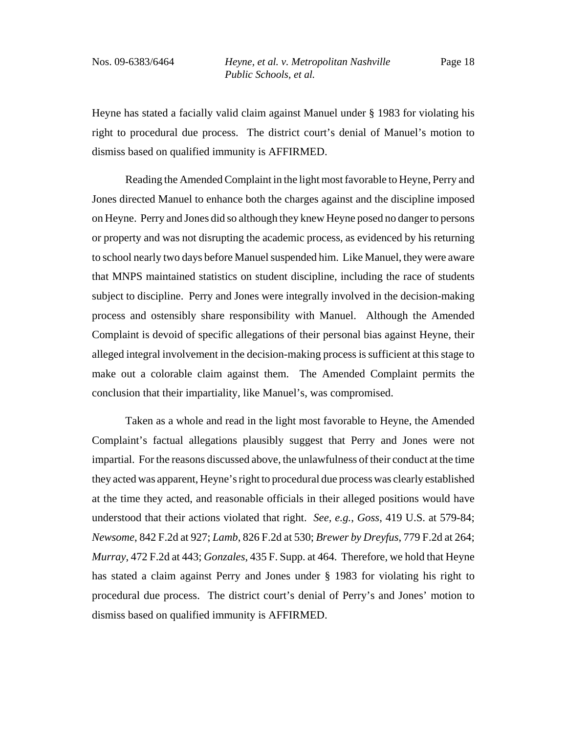Heyne has stated a facially valid claim against Manuel under § 1983 for violating his right to procedural due process. The district court's denial of Manuel's motion to dismiss based on qualified immunity is AFFIRMED.

Reading the Amended Complaint in the light most favorable to Heyne, Perry and Jones directed Manuel to enhance both the charges against and the discipline imposed on Heyne. Perry and Jones did so although they knew Heyne posed no danger to persons or property and was not disrupting the academic process, as evidenced by his returning to school nearly two days before Manuel suspended him. Like Manuel, they were aware that MNPS maintained statistics on student discipline, including the race of students subject to discipline. Perry and Jones were integrally involved in the decision-making process and ostensibly share responsibility with Manuel. Although the Amended Complaint is devoid of specific allegations of their personal bias against Heyne, their alleged integral involvement in the decision-making process is sufficient at this stage to make out a colorable claim against them. The Amended Complaint permits the conclusion that their impartiality, like Manuel's, was compromised.

Taken as a whole and read in the light most favorable to Heyne, the Amended Complaint's factual allegations plausibly suggest that Perry and Jones were not impartial. For the reasons discussed above, the unlawfulness of their conduct at the time they acted was apparent, Heyne's right to procedural due process was clearly established at the time they acted, and reasonable officials in their alleged positions would have understood that their actions violated that right. *See, e.g.*, *Goss*, 419 U.S. at 579-84; *Newsome*, 842 F.2d at 927; *Lamb*, 826 F.2d at 530; *Brewer by Dreyfus*, 779 F.2d at 264; *Murray*, 472 F.2d at 443; *Gonzales*, 435 F. Supp. at 464. Therefore, we hold that Heyne has stated a claim against Perry and Jones under § 1983 for violating his right to procedural due process. The district court's denial of Perry's and Jones' motion to dismiss based on qualified immunity is AFFIRMED.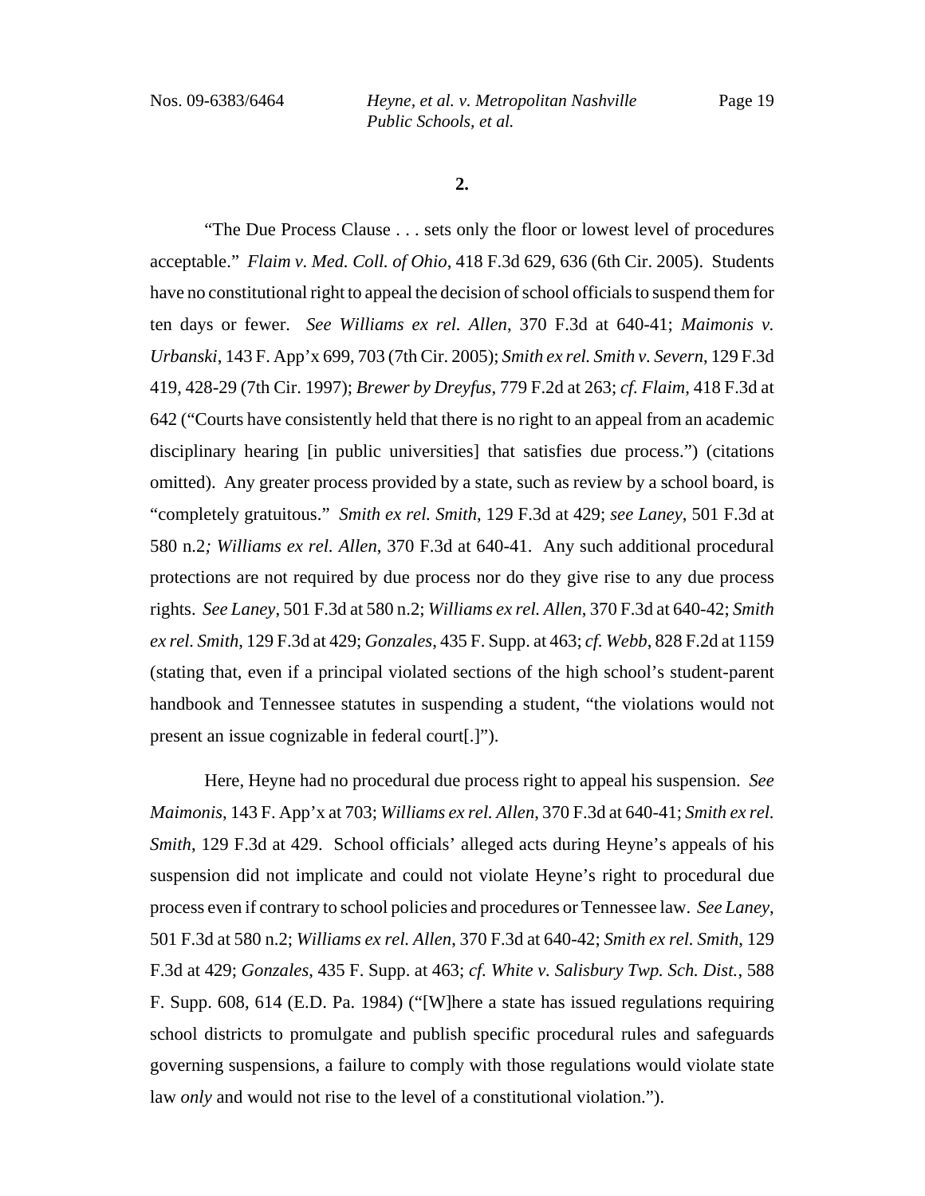**2.**

"The Due Process Clause . . . sets only the floor or lowest level of procedures acceptable." *Flaim v. Med. Coll. of Ohio*, 418 F.3d 629, 636 (6th Cir. 2005). Students have no constitutional right to appeal the decision of school officials to suspend them for ten days or fewer. *See Williams ex rel. Allen*, 370 F.3d at 640-41; *Maimonis v. Urbanski*, 143 F. App'x 699, 703 (7th Cir. 2005); *Smith ex rel. Smith v. Severn*, 129 F.3d 419, 428-29 (7th Cir. 1997); *Brewer by Dreyfus*, 779 F.2d at 263; *cf. Flaim*, 418 F.3d at 642 ("Courts have consistently held that there is no right to an appeal from an academic disciplinary hearing [in public universities] that satisfies due process.") (citations omitted). Any greater process provided by a state, such as review by a school board, is "completely gratuitous." *Smith ex rel. Smith*, 129 F.3d at 429; *see Laney*, 501 F.3d at 580 n.2*; Williams ex rel. Allen*, 370 F.3d at 640-41. Any such additional procedural protections are not required by due process nor do they give rise to any due process rights. *See Laney*, 501 F.3d at 580 n.2; *Williams ex rel. Allen*, 370 F.3d at 640-42; *Smith ex rel. Smith*, 129 F.3d at 429; *Gonzales*, 435 F. Supp. at 463; *cf. Webb*, 828 F.2d at 1159 (stating that, even if a principal violated sections of the high school's student-parent handbook and Tennessee statutes in suspending a student, "the violations would not present an issue cognizable in federal court[.]").

Here, Heyne had no procedural due process right to appeal his suspension. *See Maimonis*, 143 F. App'x at 703; *Williams ex rel. Allen*, 370 F.3d at 640-41; *Smith ex rel. Smith*, 129 F.3d at 429. School officials' alleged acts during Heyne's appeals of his suspension did not implicate and could not violate Heyne's right to procedural due process even if contrary to school policies and procedures or Tennessee law. *See Laney*, 501 F.3d at 580 n.2; *Williams ex rel. Allen*, 370 F.3d at 640-42; *Smith ex rel. Smith*, 129 F.3d at 429; *Gonzales*, 435 F. Supp. at 463; *cf. White v. Salisbury Twp. Sch. Dist.*, 588 F. Supp. 608, 614 (E.D. Pa. 1984) ("[W]here a state has issued regulations requiring school districts to promulgate and publish specific procedural rules and safeguards governing suspensions, a failure to comply with those regulations would violate state law *only* and would not rise to the level of a constitutional violation.").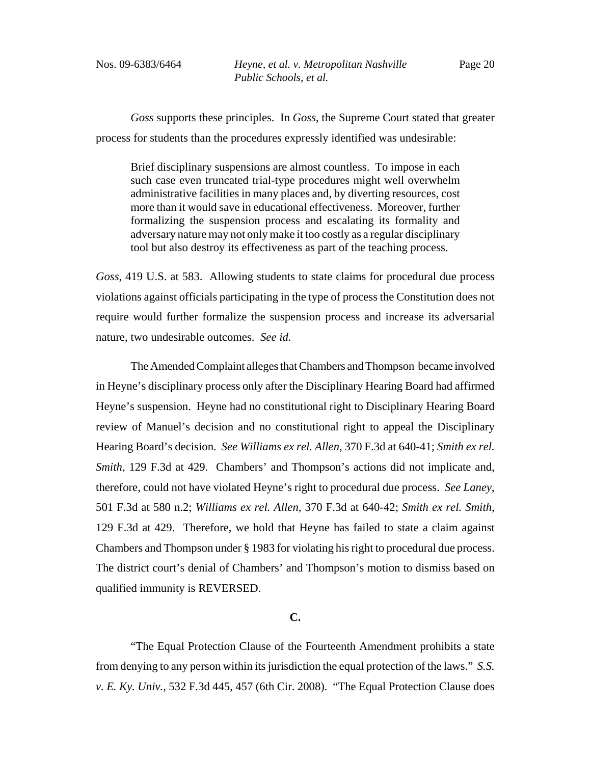*Goss* supports these principles. In *Goss*, the Supreme Court stated that greater process for students than the procedures expressly identified was undesirable:

> Brief disciplinary suspensions are almost countless. To impose in each such case even truncated trial-type procedures might well overwhelm administrative facilities in many places and, by diverting resources, cost more than it would save in educational effectiveness. Moreover, further formalizing the suspension process and escalating its formality and adversary nature may not only make it too costly as a regular disciplinary tool but also destroy its effectiveness as part of the teaching process.

*Goss*, 419 U.S. at 583. Allowing students to state claims for procedural due process violations against officials participating in the type of process the Constitution does not require would further formalize the suspension process and increase its adversarial nature, two undesirable outcomes. *See id.*

The Amended Complaint alleges that Chambers and Thompson became involved in Heyne's disciplinary process only after the Disciplinary Hearing Board had affirmed Heyne's suspension. Heyne had no constitutional right to Disciplinary Hearing Board review of Manuel's decision and no constitutional right to appeal the Disciplinary Hearing Board's decision. *See Williams ex rel. Allen*, 370 F.3d at 640-41; *Smith ex rel. Smith*, 129 F.3d at 429. Chambers' and Thompson's actions did not implicate and, therefore, could not have violated Heyne's right to procedural due process. *See Laney*, 501 F.3d at 580 n.2; *Williams ex rel. Allen*, 370 F.3d at 640-42; *Smith ex rel. Smith*, 129 F.3d at 429. Therefore, we hold that Heyne has failed to state a claim against Chambers and Thompson under § 1983 for violating his right to procedural due process. The district court's denial of Chambers' and Thompson's motion to dismiss based on qualified immunity is REVERSED.

### C.

"The Equal Protection Clause of the Fourteenth Amendment prohibits a state from denying to any person within its jurisdiction the equal protection of the laws." *S.S. v. E. Ky. Univ.*, 532 F.3d 445, 457 (6th Cir. 2008). "The Equal Protection Clause does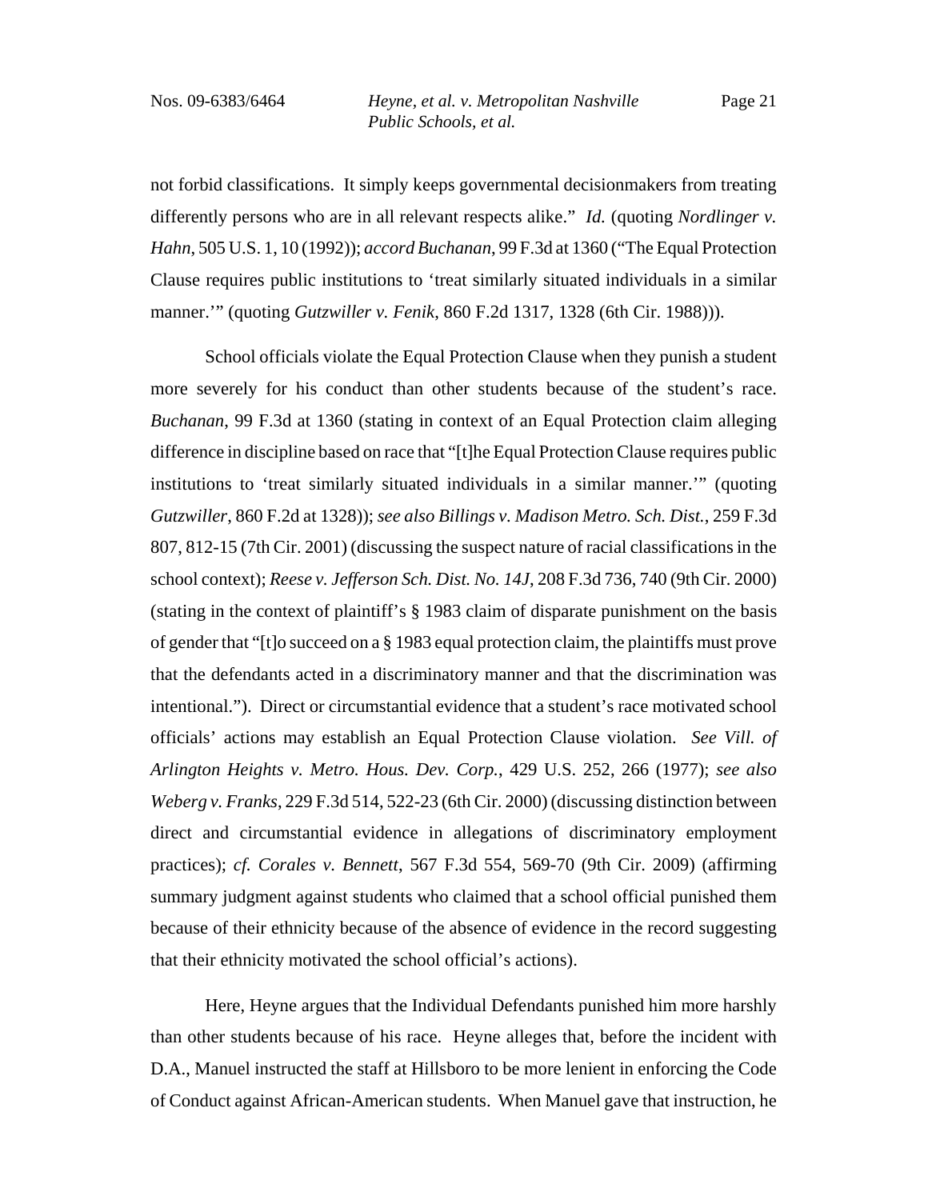not forbid classifications. It simply keeps governmental decisionmakers from treating differently persons who are in all relevant respects alike." *Id.* (quoting *Nordlinger v. Hahn*, 505 U.S. 1, 10 (1992)); *accord Buchanan*, 99 F.3d at 1360 ("The Equal Protection Clause requires public institutions to 'treat similarly situated individuals in a similar manner.'" (quoting *Gutzwiller v. Fenik*, 860 F.2d 1317, 1328 (6th Cir. 1988))).

School officials violate the Equal Protection Clause when they punish a student more severely for his conduct than other students because of the student's race. *Buchanan*, 99 F.3d at 1360 (stating in context of an Equal Protection claim alleging difference in discipline based on race that "[t]he Equal Protection Clause requires public institutions to 'treat similarly situated individuals in a similar manner.'" (quoting *Gutzwiller*, 860 F.2d at 1328)); *see also Billings v. Madison Metro. Sch. Dist.*, 259 F.3d 807, 812-15 (7th Cir. 2001) (discussing the suspect nature of racial classifications in the school context); *Reese v. Jefferson Sch. Dist. No. 14J*, 208 F.3d 736, 740 (9th Cir. 2000) (stating in the context of plaintiff's § 1983 claim of disparate punishment on the basis of gender that "[t]o succeed on a § 1983 equal protection claim, the plaintiffs must prove that the defendants acted in a discriminatory manner and that the discrimination was intentional."). Direct or circumstantial evidence that a student's race motivated school officials' actions may establish an Equal Protection Clause violation. *See Vill. of Arlington Heights v. Metro. Hous. Dev. Corp.*, 429 U.S. 252, 266 (1977); *see also Weberg v. Franks*, 229 F.3d 514, 522-23 (6th Cir. 2000) (discussing distinction between direct and circumstantial evidence in allegations of discriminatory employment practices); *cf. Corales v. Bennett*, 567 F.3d 554, 569-70 (9th Cir. 2009) (affirming summary judgment against students who claimed that a school official punished them because of their ethnicity because of the absence of evidence in the record suggesting that their ethnicity motivated the school official's actions).

Here, Heyne argues that the Individual Defendants punished him more harshly than other students because of his race. Heyne alleges that, before the incident with D.A., Manuel instructed the staff at Hillsboro to be more lenient in enforcing the Code of Conduct against African-American students. When Manuel gave that instruction, he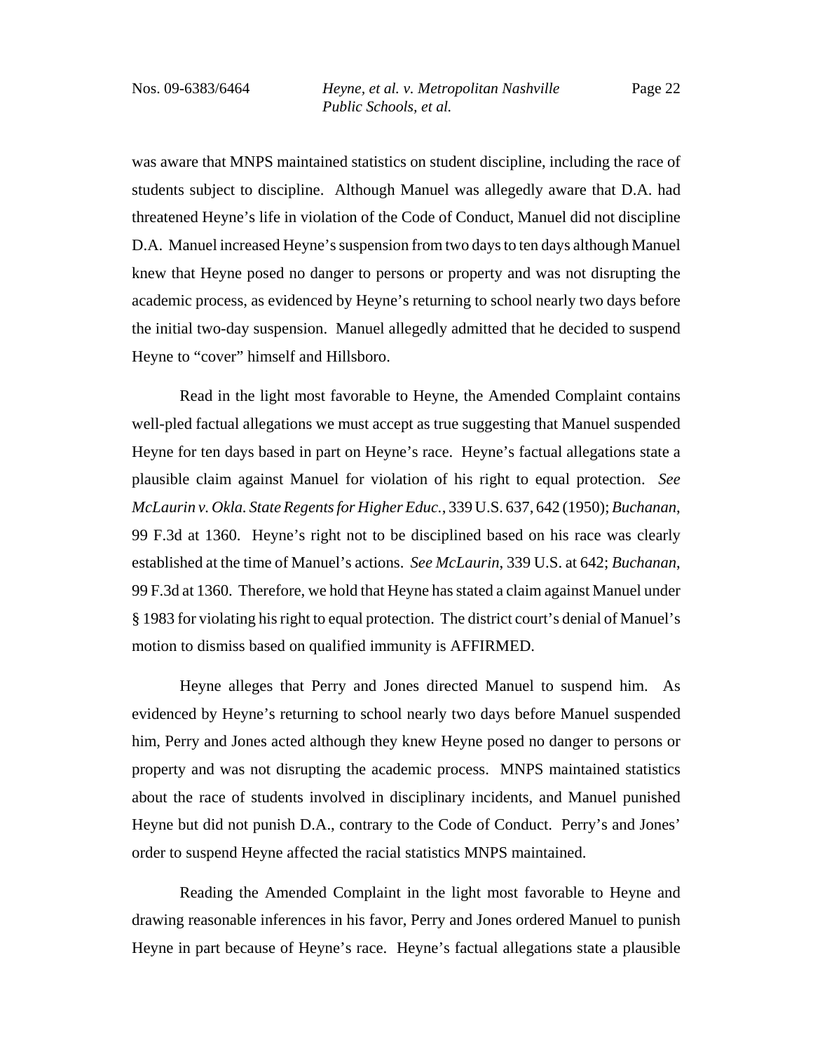was aware that MNPS maintained statistics on student discipline, including the race of students subject to discipline. Although Manuel was allegedly aware that D.A. had threatened Heyne's life in violation of the Code of Conduct, Manuel did not discipline D.A. Manuel increased Heyne's suspension from two days to ten days although Manuel knew that Heyne posed no danger to persons or property and was not disrupting the academic process, as evidenced by Heyne's returning to school nearly two days before the initial two-day suspension. Manuel allegedly admitted that he decided to suspend Heyne to "cover" himself and Hillsboro.

Read in the light most favorable to Heyne, the Amended Complaint contains well-pled factual allegations we must accept as true suggesting that Manuel suspended Heyne for ten days based in part on Heyne's race. Heyne's factual allegations state a plausible claim against Manuel for violation of his right to equal protection. *See McLaurin v. Okla. State Regents for Higher Educ.*, 339 U.S. 637, 642 (1950); *Buchanan*, 99 F.3d at 1360. Heyne's right not to be disciplined based on his race was clearly established at the time of Manuel's actions. *See McLaurin*, 339 U.S. at 642; *Buchanan*, 99 F.3d at 1360. Therefore, we hold that Heyne has stated a claim against Manuel under § 1983 for violating his right to equal protection. The district court's denial of Manuel's motion to dismiss based on qualified immunity is AFFIRMED.

Heyne alleges that Perry and Jones directed Manuel to suspend him. As evidenced by Heyne's returning to school nearly two days before Manuel suspended him, Perry and Jones acted although they knew Heyne posed no danger to persons or property and was not disrupting the academic process. MNPS maintained statistics about the race of students involved in disciplinary incidents, and Manuel punished Heyne but did not punish D.A., contrary to the Code of Conduct. Perry's and Jones' order to suspend Heyne affected the racial statistics MNPS maintained.

Reading the Amended Complaint in the light most favorable to Heyne and drawing reasonable inferences in his favor, Perry and Jones ordered Manuel to punish Heyne in part because of Heyne's race. Heyne's factual allegations state a plausible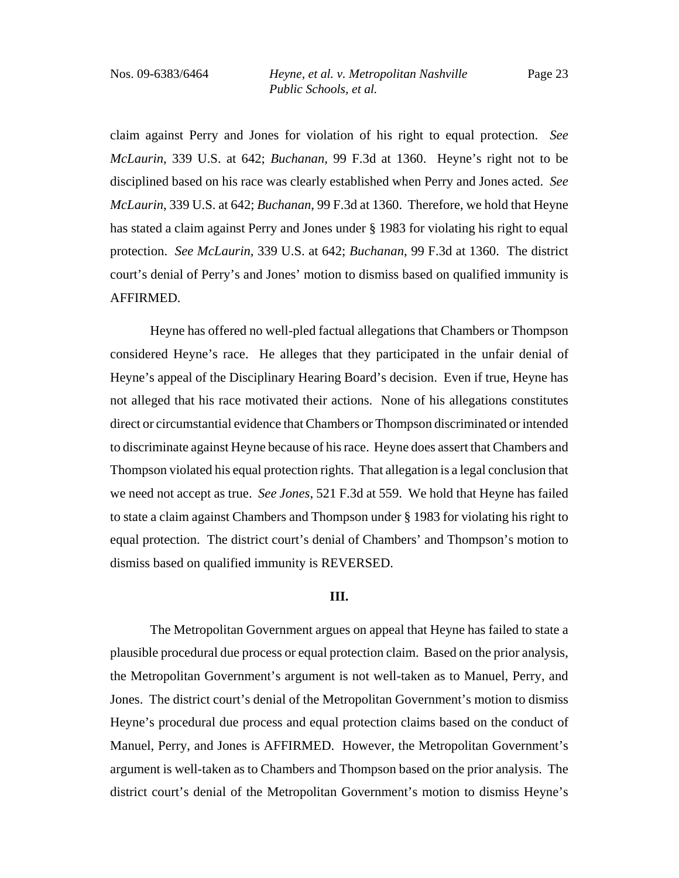claim against Perry and Jones for violation of his right to equal protection. *See McLaurin*, 339 U.S. at 642; *Buchanan*, 99 F.3d at 1360. Heyne's right not to be disciplined based on his race was clearly established when Perry and Jones acted. *See McLaurin*, 339 U.S. at 642; *Buchanan*, 99 F.3d at 1360. Therefore, we hold that Heyne has stated a claim against Perry and Jones under § 1983 for violating his right to equal protection. *See McLaurin*, 339 U.S. at 642; *Buchanan*, 99 F.3d at 1360. The district court's denial of Perry's and Jones' motion to dismiss based on qualified immunity is AFFIRMED.

Heyne has offered no well-pled factual allegations that Chambers or Thompson considered Heyne's race. He alleges that they participated in the unfair denial of Heyne's appeal of the Disciplinary Hearing Board's decision. Even if true, Heyne has not alleged that his race motivated their actions. None of his allegations constitutes direct or circumstantial evidence that Chambers or Thompson discriminated or intended to discriminate against Heyne because of his race. Heyne does assert that Chambers and Thompson violated his equal protection rights. That allegation is a legal conclusion that we need not accept as true. *See Jones*, 521 F.3d at 559. We hold that Heyne has failed to state a claim against Chambers and Thompson under § 1983 for violating his right to equal protection. The district court's denial of Chambers' and Thompson's motion to dismiss based on qualified immunity is REVERSED.

## III.

The Metropolitan Government argues on appeal that Heyne has failed to state a plausible procedural due process or equal protection claim. Based on the prior analysis, the Metropolitan Government's argument is not well-taken as to Manuel, Perry, and Jones. The district court's denial of the Metropolitan Government's motion to dismiss Heyne's procedural due process and equal protection claims based on the conduct of Manuel, Perry, and Jones is AFFIRMED. However, the Metropolitan Government's argument is well-taken as to Chambers and Thompson based on the prior analysis. The district court's denial of the Metropolitan Government's motion to dismiss Heyne's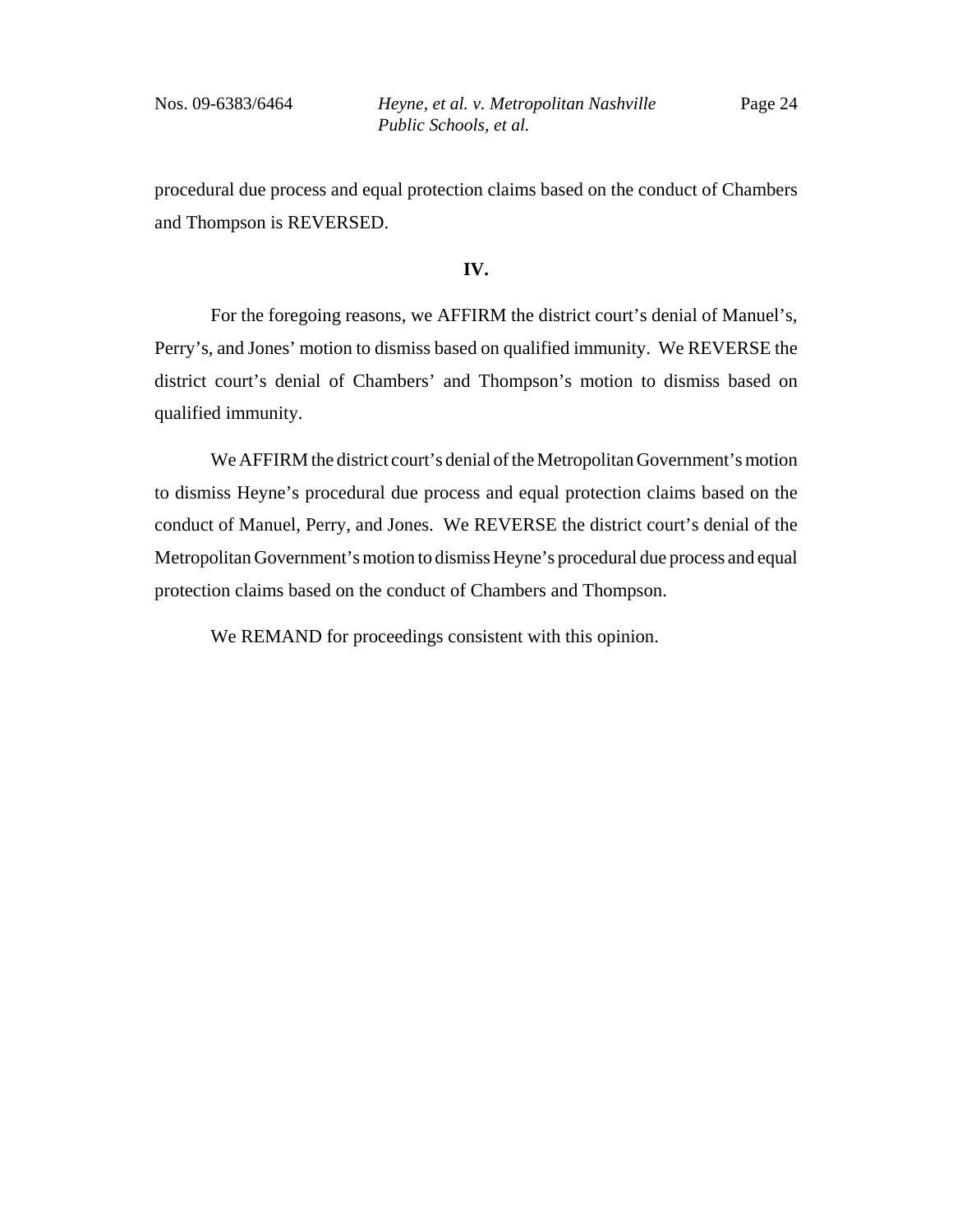procedural due process and equal protection claims based on the conduct of Chambers and Thompson is REVERSED.

## IV.

For the foregoing reasons, we AFFIRM the district court's denial of Manuel's, Perry's, and Jones' motion to dismiss based on qualified immunity. We REVERSE the district court's denial of Chambers' and Thompson's motion to dismiss based on qualified immunity.

We AFFIRM the district court's denial of the Metropolitan Government's motion to dismiss Heyne's procedural due process and equal protection claims based on the conduct of Manuel, Perry, and Jones. We REVERSE the district court's denial of the Metropolitan Government's motion to dismiss Heyne's procedural due process and equal protection claims based on the conduct of Chambers and Thompson.

We REMAND for proceedings consistent with this opinion.